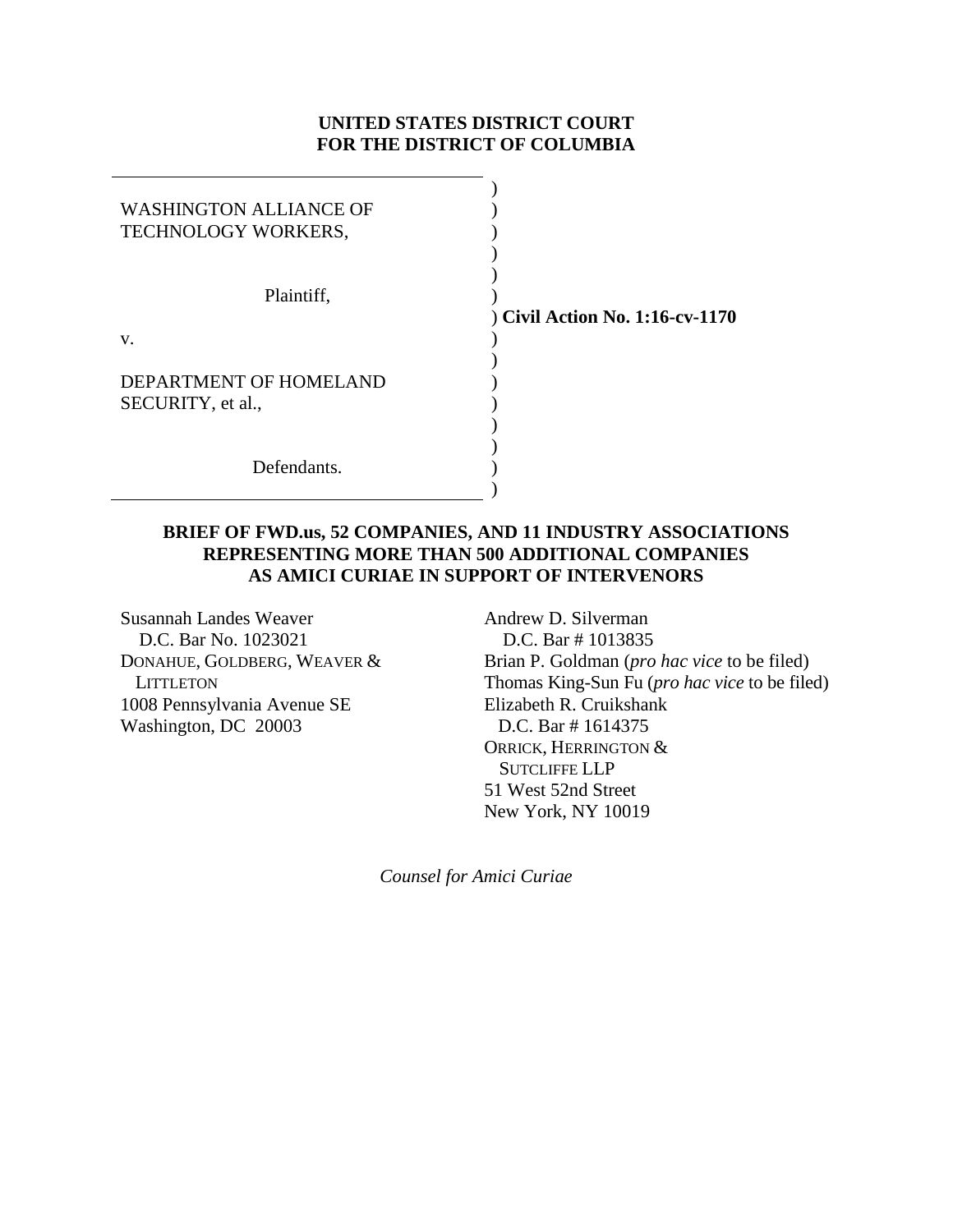**UNITED STATES DISTRICT COURT**
**FOR THE DISTRICT OF COLUMBIA**

WASHINGTON ALLIANCE OF TECHNOLOGY WORKERS,

Plaintiff,

v.

DEPARTMENT OF HOMELAND SECURITY, et al.,

Defendants.

**Civil Action No. 1:16-cv-1170**

**BRIEF OF FWD.us, 52 COMPANIES, AND 11 INDUSTRY ASSOCIATIONS REPRESENTING MORE THAN 500 ADDITIONAL COMPANIES AS AMICI CURIAE IN SUPPORT OF INTERVENORS**

Susannah Landes Weaver
D.C. Bar No. 1023021
DONAHUE, GOLDBERG, WEAVER & LITTLETON
1008 Pennsylvania Avenue SE
Washington, DC 20003

Andrew D. Silverman
D.C. Bar # 1013835
Brian P. Goldman (*pro hac vice* to be filed)
Thomas King-Sun Fu (*pro hac vice* to be filed)
Elizabeth R. Cruikshank
D.C. Bar # 1614375
ORRICK, HERRINGTON & SUTCLIFFE LLP
51 West 52nd Street
New York, NY 10019

*Counsel for Amici Curiae*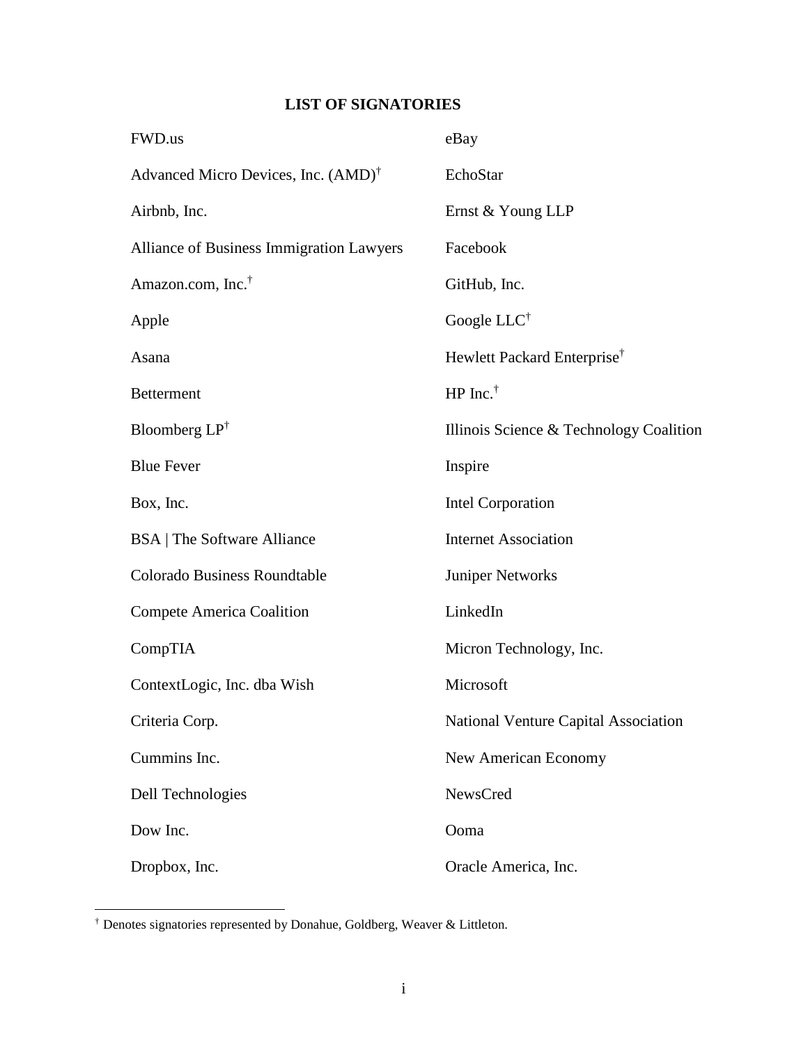## LIST OF SIGNATORIES

FWD.us

Advanced Micro Devices, Inc. (AMD)†

Airbnb, Inc.

Alliance of Business Immigration Lawyers

Amazon.com, Inc.†

Apple

Asana

Betterment

Bloomberg LP†

Blue Fever

Box, Inc.

BSA | The Software Alliance

Colorado Business Roundtable

Compete America Coalition

CompTIA

ContextLogic, Inc. dba Wish

Criteria Corp.

Cummins Inc.

Dell Technologies

Dow Inc.

Dropbox, Inc.

eBay

EchoStar

Ernst & Young LLP

Facebook

GitHub, Inc.

Google LLC†

Hewlett Packard Enterprise†

HP Inc.†

Illinois Science & Technology Coalition

Inspire

Intel Corporation

Internet Association

Juniper Networks

LinkedIn

Micron Technology, Inc.

Microsoft

National Venture Capital Association

New American Economy

NewsCred

Ooma

Oracle America, Inc.

---

† Denotes signatories represented by Donahue, Goldberg, Weaver & Littleton.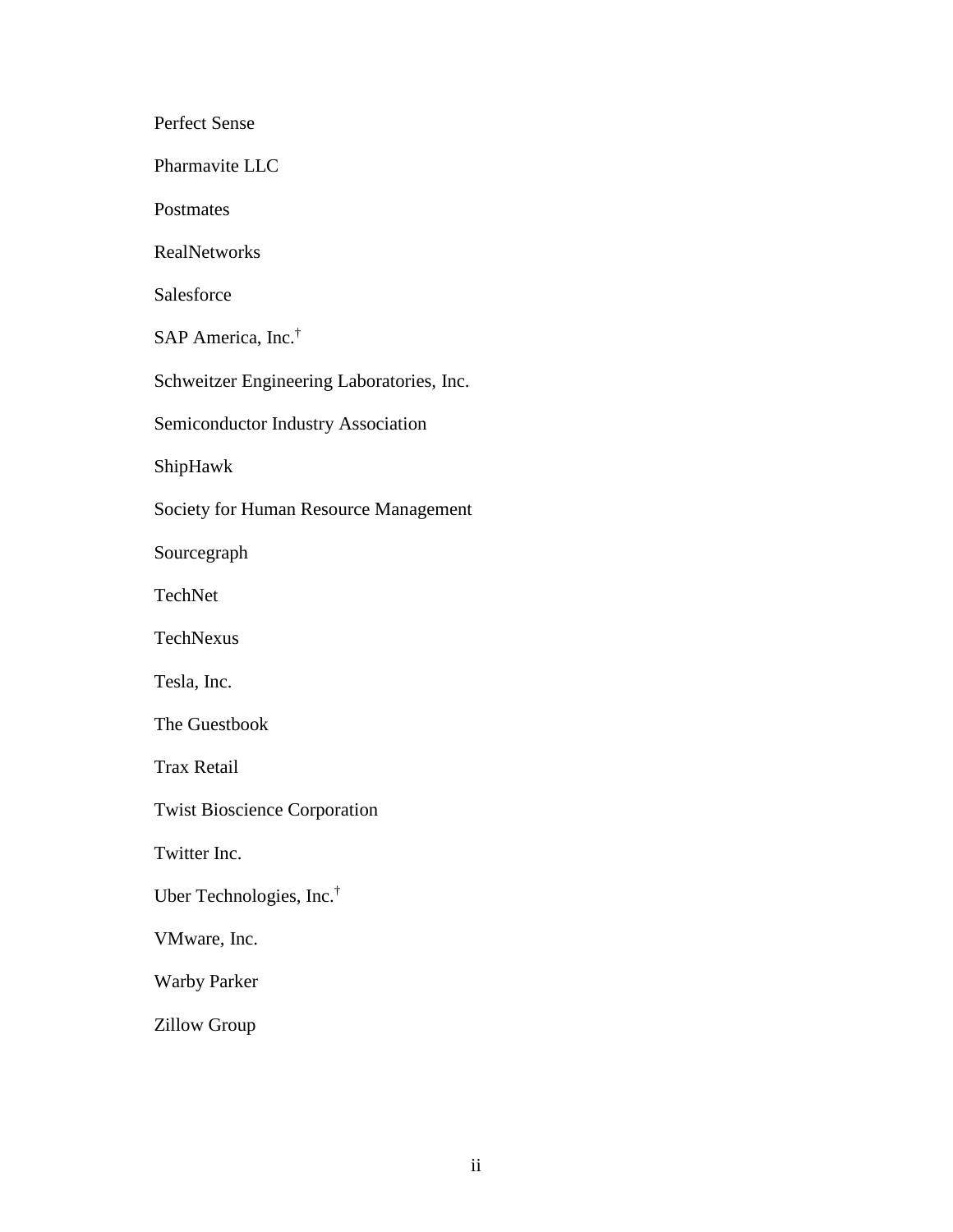Perfect Sense

Pharmavite LLC

Postmates

RealNetworks

Salesforce

SAP America, Inc.†

Schweitzer Engineering Laboratories, Inc.

Semiconductor Industry Association

ShipHawk

Society for Human Resource Management

Sourcegraph

TechNet

TechNexus

Tesla, Inc.

The Guestbook

Trax Retail

Twist Bioscience Corporation

Twitter Inc.

Uber Technologies, Inc.†

VMware, Inc.

Warby Parker

Zillow Group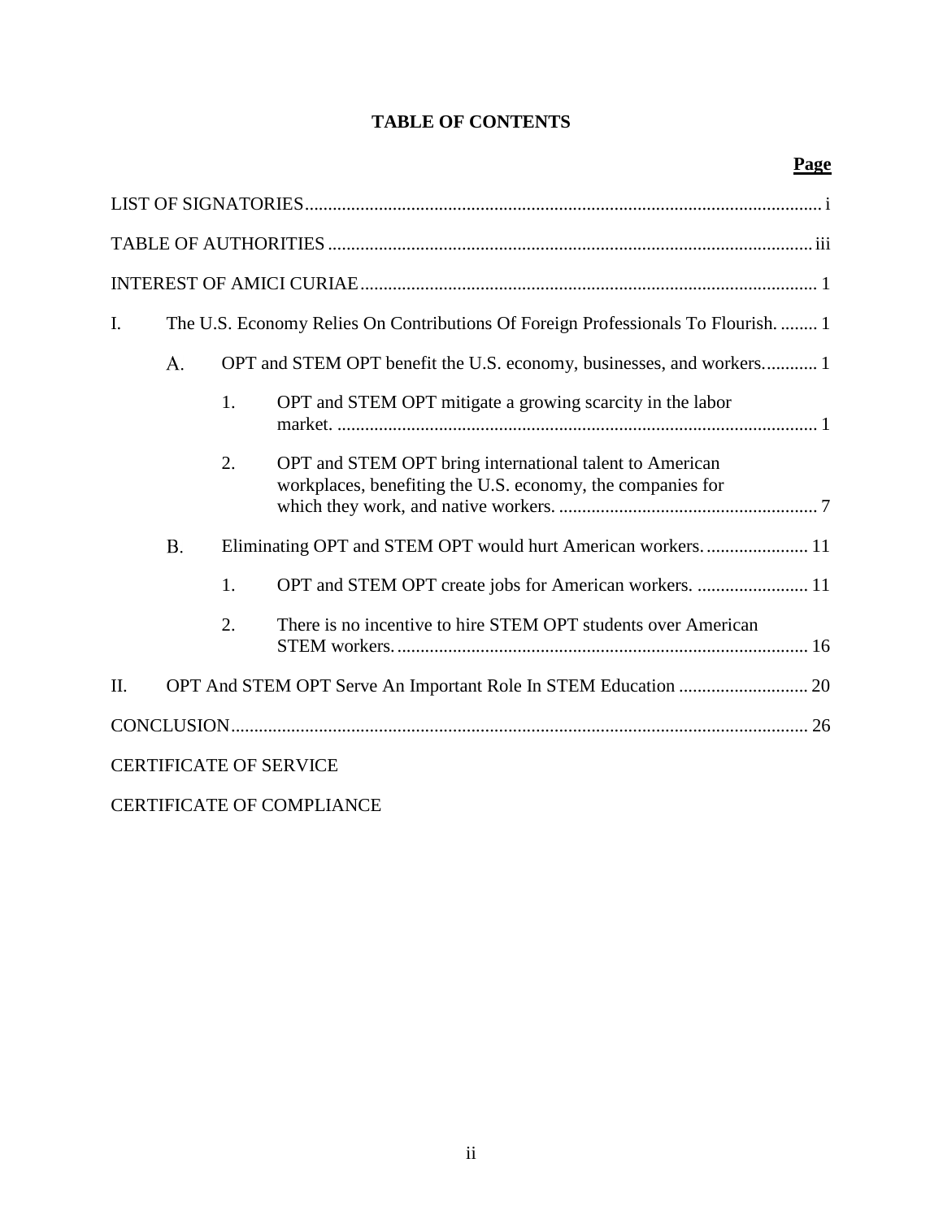# TABLE OF CONTENTS

**Page**

LIST OF SIGNATORIES ..... i

TABLE OF AUTHORITIES ..... iii

INTEREST OF AMICI CURIAE ..... 1

I. The U.S. Economy Relies On Contributions Of Foreign Professionals To Flourish. ..... 1

- A. OPT and STEM OPT benefit the U.S. economy, businesses, and workers. ..... 1
  - 1. OPT and STEM OPT mitigate a growing scarcity in the labor market. ..... 1
  - 2. OPT and STEM OPT bring international talent to American workplaces, benefiting the U.S. economy, the companies for which they work, and native workers. ..... 7
- B. Eliminating OPT and STEM OPT would hurt American workers. ..... 11
  - 1. OPT and STEM OPT create jobs for American workers. ..... 11
  - 2. There is no incentive to hire STEM OPT students over American STEM workers. ..... 16

II. OPT And STEM OPT Serve An Important Role In STEM Education ..... 20

CONCLUSION ..... 26

CERTIFICATE OF SERVICE

CERTIFICATE OF COMPLIANCE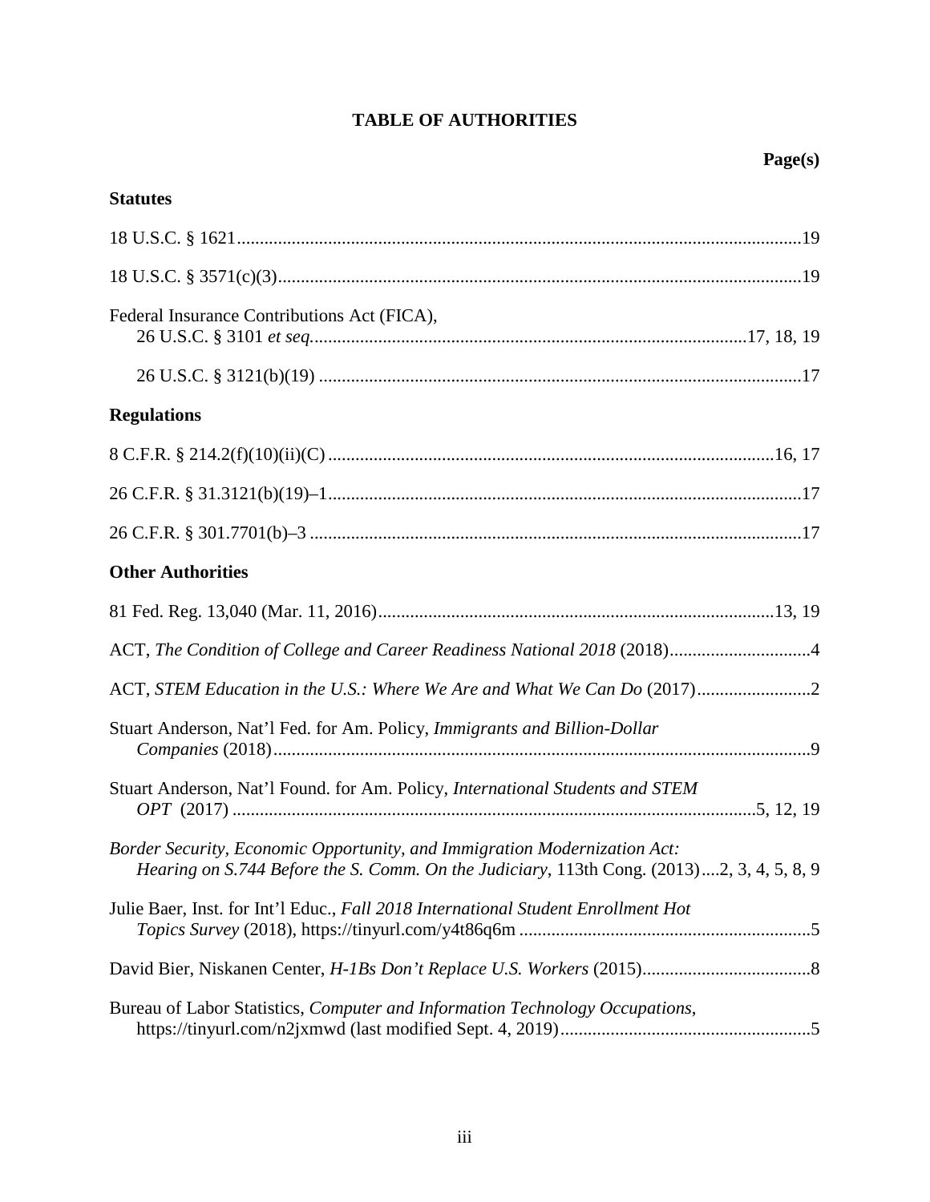# TABLE OF AUTHORITIES

**Page(s)**

## Statutes

18 U.S.C. § 1621 ........................................................................................................ 19

18 U.S.C. § 3571(c)(3) ................................................................................................. 19

Federal Insurance Contributions Act (FICA),
26 U.S.C. § 3101 *et seq.* ........................................................................................ 17, 18, 19

26 U.S.C. § 3121(b)(19) ......................................................................................... 17

## Regulations

8 C.F.R. § 214.2(f)(10)(ii)(C) .................................................................................. 16, 17

26 C.F.R. § 31.3121(b)(19)–1 ....................................................................................... 17

26 C.F.R. § 301.7701(b)–3 ........................................................................................... 17

## Other Authorities

81 Fed. Reg. 13,040 (Mar. 11, 2016) ...................................................................... 13, 19

ACT, *The Condition of College and Career Readiness National 2018* (2018) ............................... 4

ACT, *STEM Education in the U.S.: Where We Are and What We Can Do* (2017) ......................... 2

Stuart Anderson, Nat'l Fed. for Am. Policy, *Immigrants and Billion-Dollar Companies* (2018) ................................................................................................ 9

Stuart Anderson, Nat'l Found. for Am. Policy, *International Students and STEM OPT* (2017) ................................................................................................ 5, 12, 19

*Border Security, Economic Opportunity, and Immigration Modernization Act: Hearing on S.744 Before the S. Comm. On the Judiciary*, 113th Cong. (2013) .... 2, 3, 4, 5, 8, 9

Julie Baer, Inst. for Int'l Educ., *Fall 2018 International Student Enrollment Hot Topics Survey* (2018), https://tinyurl.com/y4t86q6m ................................................................ 5

David Bier, Niskanen Center, *H-1Bs Don't Replace U.S. Workers* (2015) ..................................... 8

Bureau of Labor Statistics, *Computer and Information Technology Occupations*, https://tinyurl.com/n2jxmwd (last modified Sept. 4, 2019) ........................................................ 5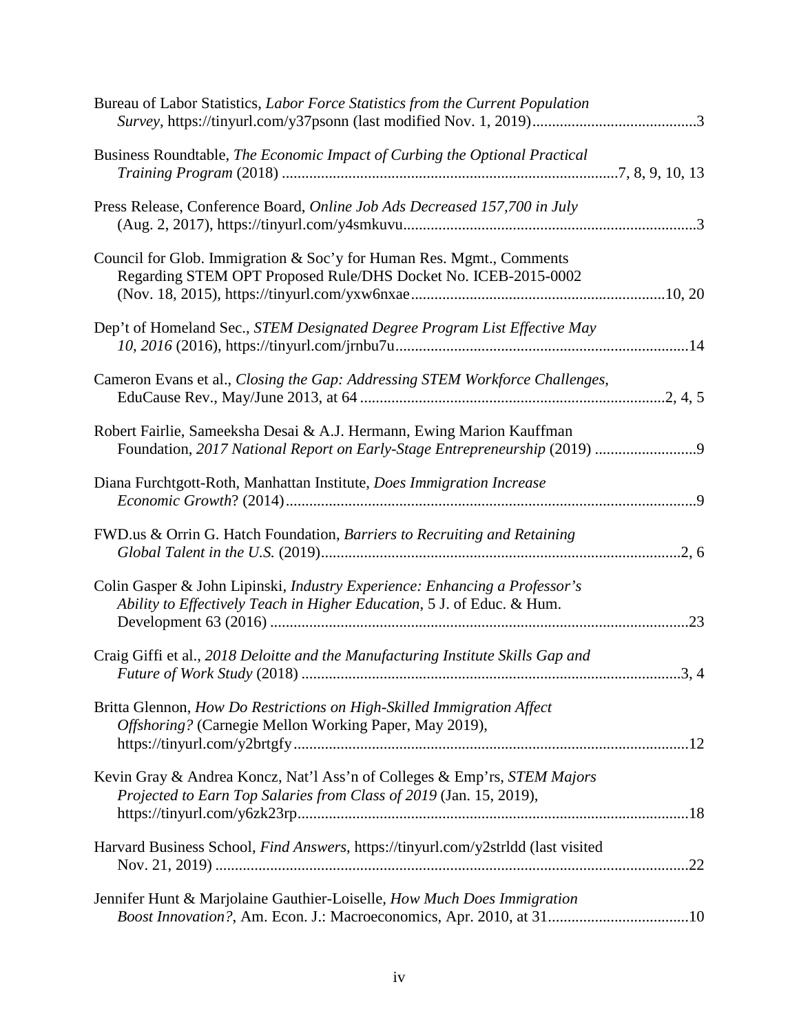Bureau of Labor Statistics, *Labor Force Statistics from the Current Population Survey*, https://tinyurl.com/y37psonn (last modified Nov. 1, 2019)..........................................3

Business Roundtable, *The Economic Impact of Curbing the Optional Practical Training Program* (2018) ......................................................................................7, 8, 9, 10, 13

Press Release, Conference Board, *Online Job Ads Decreased 157,700 in July* (Aug. 2, 2017), https://tinyurl.com/y4smkuvu..........................................................................3

Council for Glob. Immigration & Soc'y for Human Res. Mgmt., Comments Regarding STEM OPT Proposed Rule/DHS Docket No. ICEB-2015-0002 (Nov. 18, 2015), https://tinyurl.com/yxw6nxae................................................................10, 20

Dep't of Homeland Sec., *STEM Designated Degree Program List Effective May 10, 2016* (2016), https://tinyurl.com/jrnbu7u..........................................................................14

Cameron Evans et al., *Closing the Gap: Addressing STEM Workforce Challenges*, EduCause Rev., May/June 2013, at 64 .............................................................................2, 4, 5

Robert Fairlie, Sameeksha Desai & A.J. Hermann, Ewing Marion Kauffman Foundation, *2017 National Report on Early-Stage Entrepreneurship* (2019) ..........................9

Diana Furchtgott-Roth, Manhattan Institute, *Does Immigration Increase Economic Growth*? (2014)........................................................................................................9

FWD.us & Orrin G. Hatch Foundation, *Barriers to Recruiting and Retaining Global Talent in the U.S.* (2019)...........................................................................................2, 6

Colin Gasper & John Lipinski, *Industry Experience: Enhancing a Professor's Ability to Effectively Teach in Higher Education*, 5 J. of Educ. & Hum. Development 63 (2016) ..........................................................................................................23

Craig Giffi et al., *2018 Deloitte and the Manufacturing Institute Skills Gap and Future of Work Study* (2018) .................................................................................................3, 4

Britta Glennon, *How Do Restrictions on High-Skilled Immigration Affect Offshoring?* (Carnegie Mellon Working Paper, May 2019), https://tinyurl.com/y2brtgfy....................................................................................................12

Kevin Gray & Andrea Koncz, Nat'l Ass'n of Colleges & Emp'rs, *STEM Majors Projected to Earn Top Salaries from Class of 2019* (Jan. 15, 2019), https://tinyurl.com/y6zk23rp...................................................................................................18

Harvard Business School, *Find Answers*, https://tinyurl.com/y2strldd (last visited Nov. 21, 2019) ........................................................................................................................22

Jennifer Hunt & Marjolaine Gauthier-Loiselle, *How Much Does Immigration Boost Innovation?*, Am. Econ. J.: Macroeconomics, Apr. 2010, at 31....................................10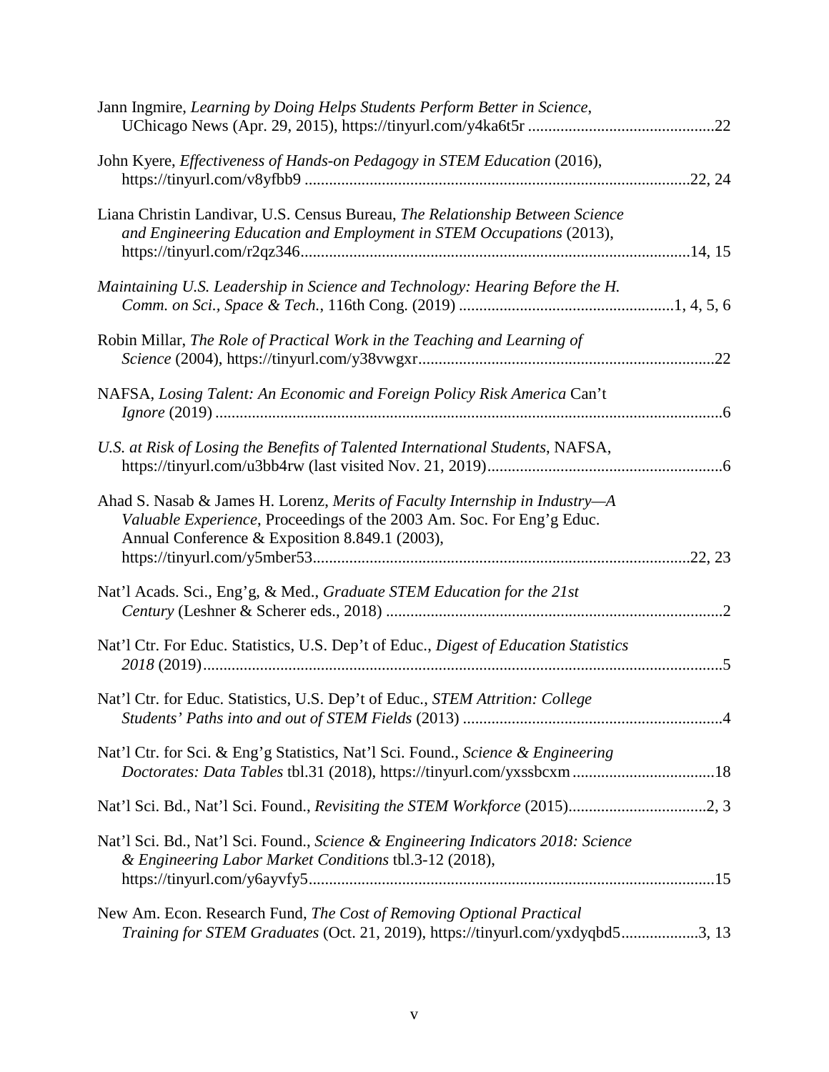Jann Ingmire, *Learning by Doing Helps Students Perform Better in Science*, UChicago News (Apr. 29, 2015), https://tinyurl.com/y4ka6t5r .............................................22

John Kyere, *Effectiveness of Hands-on Pedagogy in STEM Education* (2016), https://tinyurl.com/v8yfbb9 ...............................................................................................22, 24

Liana Christin Landivar, U.S. Census Bureau, *The Relationship Between Science and Engineering Education and Employment in STEM Occupations* (2013), https://tinyurl.com/r2qz346...............................................................................................14, 15

*Maintaining U.S. Leadership in Science and Technology: Hearing Before the H. Comm. on Sci., Space & Tech.*, 116th Cong. (2019) ....................................................1, 4, 5, 6

Robin Millar, *The Role of Practical Work in the Teaching and Learning of Science* (2004), https://tinyurl.com/y38vwgxr.........................................................................22

NAFSA, *Losing Talent: An Economic and Foreign Policy Risk America* Can't *Ignore* (2019) .............................................................................................................................6

*U.S. at Risk of Losing the Benefits of Talented International Students*, NAFSA, https://tinyurl.com/u3bb4rw (last visited Nov. 21, 2019)..........................................................6

Ahad S. Nasab & James H. Lorenz, *Merits of Faculty Internship in Industry—A Valuable Experience*, Proceedings of the 2003 Am. Soc. For Eng'g Educ. Annual Conference & Exposition 8.849.1 (2003), https://tinyurl.com/y5mber53.............................................................................................22, 23

Nat'l Acads. Sci., Eng'g, & Med., *Graduate STEM Education for the 21st Century* (Leshner & Scherer eds., 2018) ..................................................................................2

Nat'l Ctr. For Educ. Statistics, U.S. Dep't of Educ., *Digest of Education Statistics 2018* (2019)................................................................................................................................5

Nat'l Ctr. for Educ. Statistics, U.S. Dep't of Educ., *STEM Attrition: College Students' Paths into and out of STEM Fields* (2013) ................................................................4

Nat'l Ctr. for Sci. & Eng'g Statistics, Nat'l Sci. Found., *Science & Engineering Doctorates: Data Tables* tbl.31 (2018), https://tinyurl.com/yxssbcxm ...................................18

Nat'l Sci. Bd., Nat'l Sci. Found., *Revisiting the STEM Workforce* (2015)..................................2, 3

Nat'l Sci. Bd., Nat'l Sci. Found., *Science & Engineering Indicators 2018: Science & Engineering Labor Market Conditions* tbl.3-12 (2018), https://tinyurl.com/y6ayvfy5...................................................................................................15

New Am. Econ. Research Fund, *The Cost of Removing Optional Practical Training for STEM Graduates* (Oct. 21, 2019), https://tinyurl.com/yxdyqbd5...................3, 13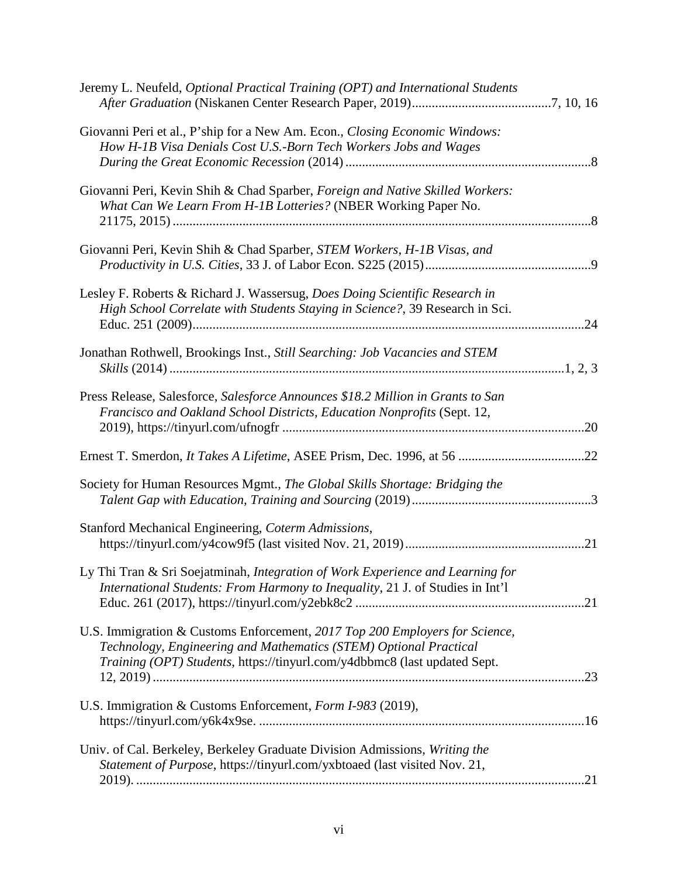Jeremy L. Neufeld, *Optional Practical Training (OPT) and International Students After Graduation* (Niskanen Center Research Paper, 2019)..........................................7, 10, 16

Giovanni Peri et al., P'ship for a New Am. Econ., *Closing Economic Windows: How H-1B Visa Denials Cost U.S.-Born Tech Workers Jobs and Wages During the Great Economic Recession* (2014)..........................................................................8

Giovanni Peri, Kevin Shih & Chad Sparber, *Foreign and Native Skilled Workers: What Can We Learn From H-1B Lotteries?* (NBER Working Paper No. 21175, 2015)............................................................................................................8

Giovanni Peri, Kevin Shih & Chad Sparber, *STEM Workers, H-1B Visas, and Productivity in U.S. Cities*, 33 J. of Labor Econ. S225 (2015)..................................................9

Lesley F. Roberts & Richard J. Wassersug, *Does Doing Scientific Research in High School Correlate with Students Staying in Science?*, 39 Research in Sci. Educ. 251 (2009)......................................................................................................................24

Jonathan Rothwell, Brookings Inst., *Still Searching: Job Vacancies and STEM Skills* (2014).......................................................................................................................1, 2, 3

Press Release, Salesforce, *Salesforce Announces $18.2 Million in Grants to San Francisco and Oakland School Districts, Education Nonprofits* (Sept. 12, 2019), https://tinyurl.com/ufnogfr ...........................................................................................20

Ernest T. Smerdon, *It Takes A Lifetime*, ASEE Prism, Dec. 1996, at 56 ......................................22

Society for Human Resources Mgmt., *The Global Skills Shortage: Bridging the Talent Gap with Education, Training and Sourcing* (2019)......................................................3

Stanford Mechanical Engineering, *Coterm Admissions*, https://tinyurl.com/y4cow9f5 (last visited Nov. 21, 2019)......................................................21

Ly Thi Tran & Sri Soejatminah, *Integration of Work Experience and Learning for International Students: From Harmony to Inequality*, 21 J. of Studies in Int'l Educ. 261 (2017), https://tinyurl.com/y2ebk8c2 .....................................................................21

U.S. Immigration & Customs Enforcement, *2017 Top 200 Employers for Science, Technology, Engineering and Mathematics (STEM) Optional Practical Training (OPT) Students*, https://tinyurl.com/y4dbbmc8 (last updated Sept. 12, 2019)..................................................................................................................................23

U.S. Immigration & Customs Enforcement, *Form I-983* (2019), https://tinyurl.com/y6k4x9se. .................................................................................................16

Univ. of Cal. Berkeley, Berkeley Graduate Division Admissions, *Writing the Statement of Purpose*, https://tinyurl.com/yxbtoaed (last visited Nov. 21, 2019). .......................................................................................................................21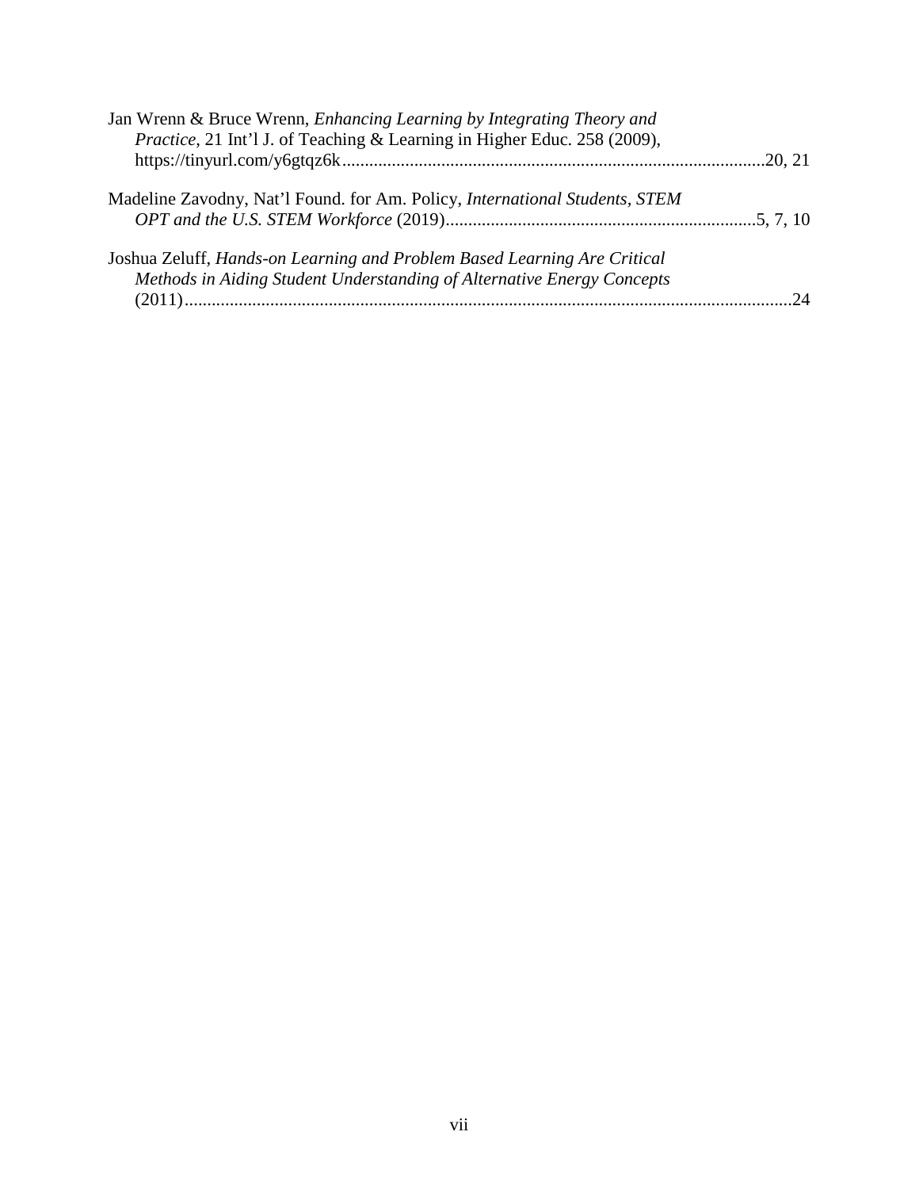Jan Wrenn & Bruce Wrenn, *Enhancing Learning by Integrating Theory and Practice*, 21 Int'l J. of Teaching & Learning in Higher Educ. 258 (2009), https://tinyurl.com/y6gtqz6k.............................................................................................20, 21

Madeline Zavodny, Nat'l Found. for Am. Policy, *International Students, STEM OPT and the U.S. STEM Workforce* (2019)....................................................................5, 7, 10

Joshua Zeluff, *Hands-on Learning and Problem Based Learning Are Critical Methods in Aiding Student Understanding of Alternative Energy Concepts* (2011)......................................................................................................................24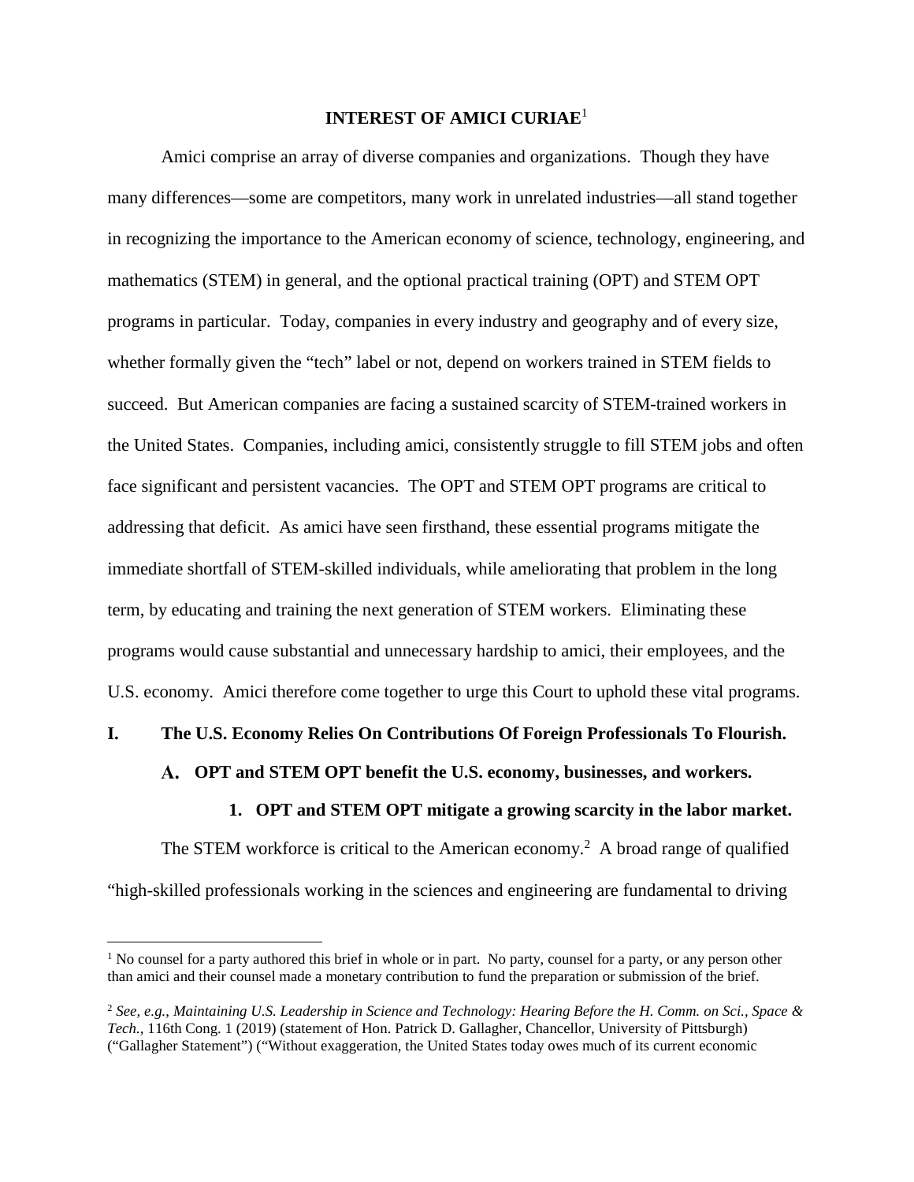## INTEREST OF AMICI CURIAE[1]

Amici comprise an array of diverse companies and organizations. Though they have many differences—some are competitors, many work in unrelated industries—all stand together in recognizing the importance to the American economy of science, technology, engineering, and mathematics (STEM) in general, and the optional practical training (OPT) and STEM OPT programs in particular. Today, companies in every industry and geography and of every size, whether formally given the "tech" label or not, depend on workers trained in STEM fields to succeed. But American companies are facing a sustained scarcity of STEM-trained workers in the United States. Companies, including amici, consistently struggle to fill STEM jobs and often face significant and persistent vacancies. The OPT and STEM OPT programs are critical to addressing that deficit. As amici have seen firsthand, these essential programs mitigate the immediate shortfall of STEM-skilled individuals, while ameliorating that problem in the long term, by educating and training the next generation of STEM workers. Eliminating these programs would cause substantial and unnecessary hardship to amici, their employees, and the U.S. economy. Amici therefore come together to urge this Court to uphold these vital programs.

## I. The U.S. Economy Relies On Contributions Of Foreign Professionals To Flourish.

### A. OPT and STEM OPT benefit the U.S. economy, businesses, and workers.

#### 1. OPT and STEM OPT mitigate a growing scarcity in the labor market.

The STEM workforce is critical to the American economy.[2] A broad range of qualified "high-skilled professionals working in the sciences and engineering are fundamental to driving

---

[1] No counsel for a party authored this brief in whole or in part. No party, counsel for a party, or any person other than amici and their counsel made a monetary contribution to fund the preparation or submission of the brief.

[2] *See, e.g.*, *Maintaining U.S. Leadership in Science and Technology: Hearing Before the H. Comm. on Sci., Space & Tech.*, 116th Cong. 1 (2019) (statement of Hon. Patrick D. Gallagher, Chancellor, University of Pittsburgh) ("Gallagher Statement") ("Without exaggeration, the United States today owes much of its current economic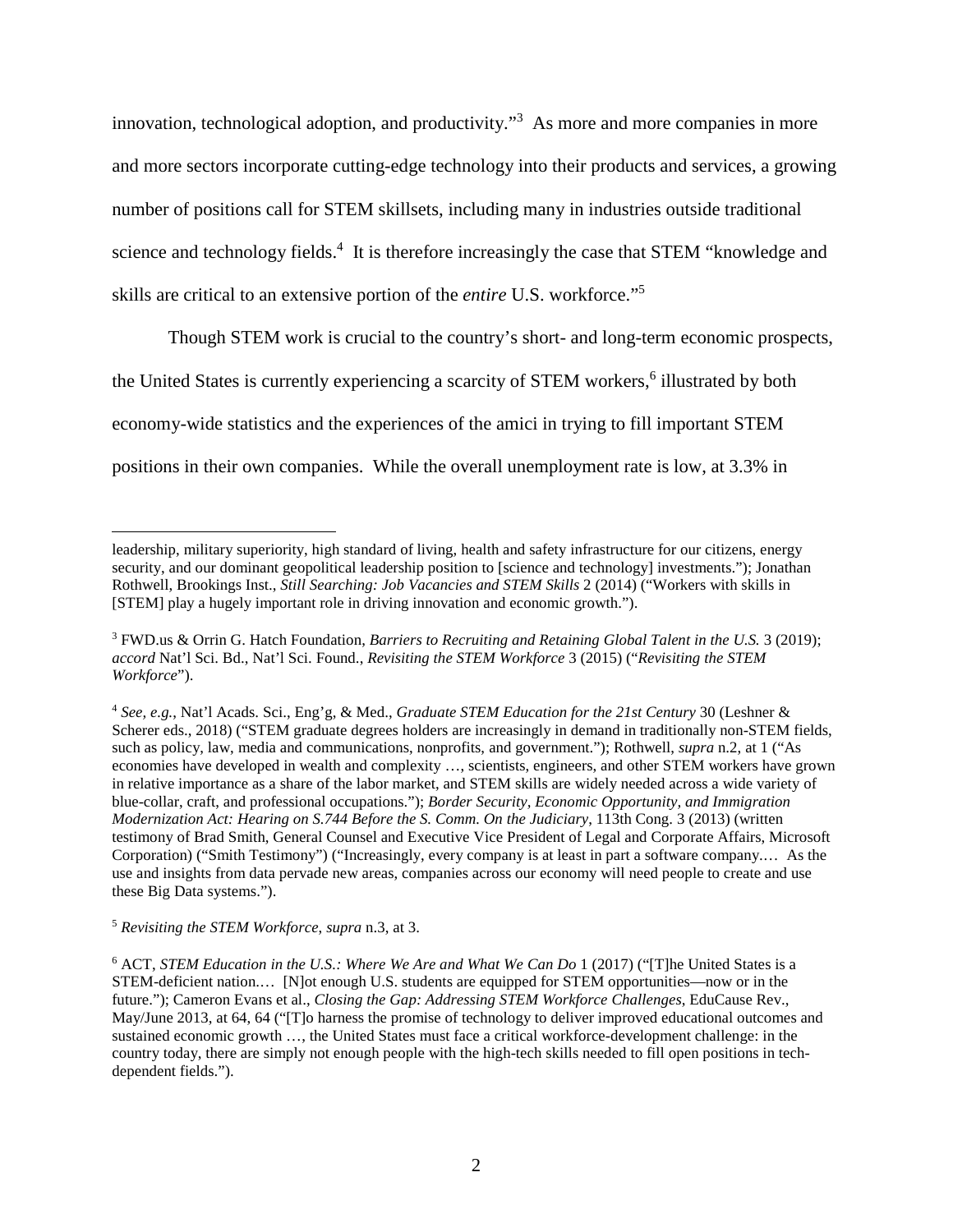innovation, technological adoption, and productivity."[3] As more and more companies in more and more sectors incorporate cutting-edge technology into their products and services, a growing number of positions call for STEM skillsets, including many in industries outside traditional science and technology fields.[4] It is therefore increasingly the case that STEM "knowledge and skills are critical to an extensive portion of the *entire* U.S. workforce."[5]

Though STEM work is crucial to the country's short- and long-term economic prospects, the United States is currently experiencing a scarcity of STEM workers,[6] illustrated by both economy-wide statistics and the experiences of the amici in trying to fill important STEM positions in their own companies. While the overall unemployment rate is low, at 3.3% in

---

leadership, military superiority, high standard of living, health and safety infrastructure for our citizens, energy security, and our dominant geopolitical leadership position to [science and technology] investments."); Jonathan Rothwell, Brookings Inst., *Still Searching: Job Vacancies and STEM Skills* 2 (2014) ("Workers with skills in [STEM] play a hugely important role in driving innovation and economic growth.").

[3] FWD.us & Orrin G. Hatch Foundation, *Barriers to Recruiting and Retaining Global Talent in the U.S.* 3 (2019); *accord* Nat'l Sci. Bd., Nat'l Sci. Found., *Revisiting the STEM Workforce* 3 (2015) ("*Revisiting the STEM Workforce*").

[4] *See, e.g.*, Nat'l Acads. Sci., Eng'g, & Med., *Graduate STEM Education for the 21st Century* 30 (Leshner & Scherer eds., 2018) ("STEM graduate degrees holders are increasingly in demand in traditionally non-STEM fields, such as policy, law, media and communications, nonprofits, and government."); Rothwell, *supra* n.2, at 1 ("As economies have developed in wealth and complexity …, scientists, engineers, and other STEM workers have grown in relative importance as a share of the labor market, and STEM skills are widely needed across a wide variety of blue-collar, craft, and professional occupations."); *Border Security, Economic Opportunity, and Immigration Modernization Act: Hearing on S.744 Before the S. Comm. On the Judiciary*, 113th Cong. 3 (2013) (written testimony of Brad Smith, General Counsel and Executive Vice President of Legal and Corporate Affairs, Microsoft Corporation) ("Smith Testimony") ("Increasingly, every company is at least in part a software company.… As the use and insights from data pervade new areas, companies across our economy will need people to create and use these Big Data systems.").

[5] *Revisiting the STEM Workforce*, *supra* n.3, at 3.

[6] ACT, *STEM Education in the U.S.: Where We Are and What We Can Do* 1 (2017) ("[T]he United States is a STEM-deficient nation.… [N]ot enough U.S. students are equipped for STEM opportunities—now or in the future."); Cameron Evans et al., *Closing the Gap: Addressing STEM Workforce Challenges*, EduCause Rev., May/June 2013, at 64, 64 ("[T]o harness the promise of technology to deliver improved educational outcomes and sustained economic growth …, the United States must face a critical workforce-development challenge: in the country today, there are simply not enough people with the high-tech skills needed to fill open positions in tech-dependent fields.").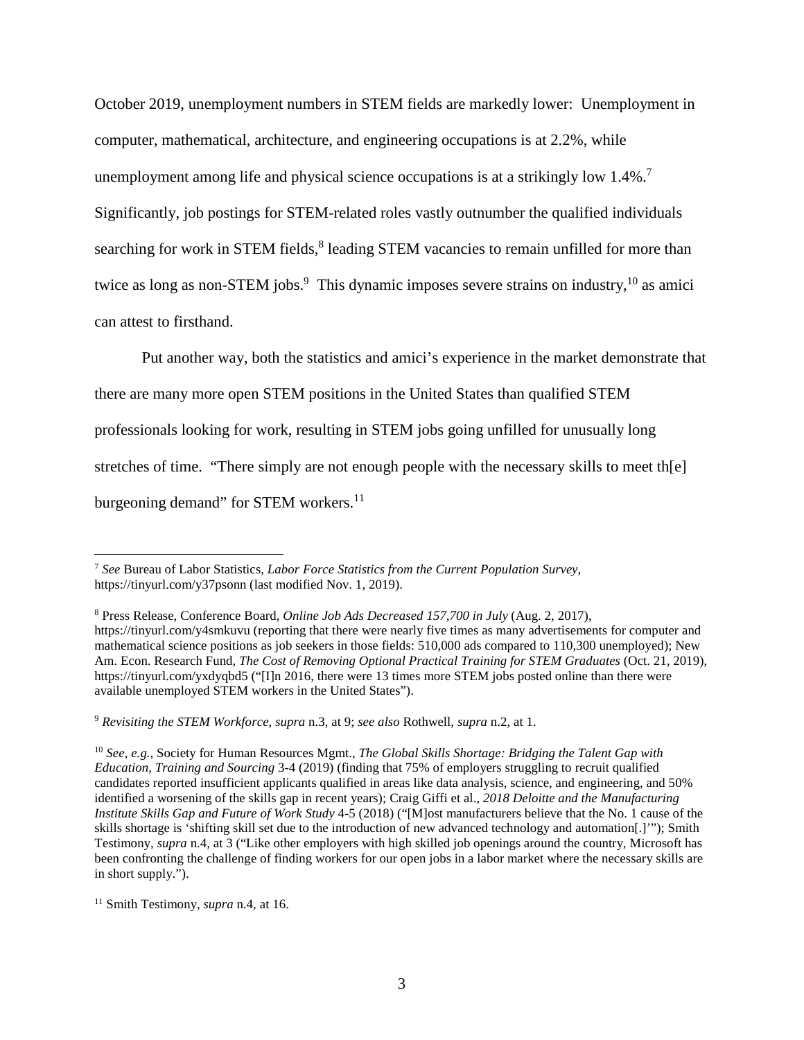October 2019, unemployment numbers in STEM fields are markedly lower: Unemployment in computer, mathematical, architecture, and engineering occupations is at 2.2%, while unemployment among life and physical science occupations is at a strikingly low 1.4%.[7] Significantly, job postings for STEM-related roles vastly outnumber the qualified individuals searching for work in STEM fields,[8] leading STEM vacancies to remain unfilled for more than twice as long as non-STEM jobs.[9] This dynamic imposes severe strains on industry,[10] as amici can attest to firsthand.

Put another way, both the statistics and amici's experience in the market demonstrate that there are many more open STEM positions in the United States than qualified STEM professionals looking for work, resulting in STEM jobs going unfilled for unusually long stretches of time. "There simply are not enough people with the necessary skills to meet th[e] burgeoning demand" for STEM workers.[11]

---

[7] *See* Bureau of Labor Statistics, *Labor Force Statistics from the Current Population Survey*, https://tinyurl.com/y37psonn (last modified Nov. 1, 2019).

[8] Press Release, Conference Board, *Online Job Ads Decreased 157,700 in July* (Aug. 2, 2017), https://tinyurl.com/y4smkuvu (reporting that there were nearly five times as many advertisements for computer and mathematical science positions as job seekers in those fields: 510,000 ads compared to 110,300 unemployed); New Am. Econ. Research Fund, *The Cost of Removing Optional Practical Training for STEM Graduates* (Oct. 21, 2019), https://tinyurl.com/yxdyqbd5 ("[I]n 2016, there were 13 times more STEM jobs posted online than there were available unemployed STEM workers in the United States").

[9] *Revisiting the STEM Workforce*, *supra* n.3, at 9; *see also* Rothwell, *supra* n.2, at 1.

[10] *See, e.g.*, Society for Human Resources Mgmt., *The Global Skills Shortage: Bridging the Talent Gap with Education, Training and Sourcing* 3-4 (2019) (finding that 75% of employers struggling to recruit qualified candidates reported insufficient applicants qualified in areas like data analysis, science, and engineering, and 50% identified a worsening of the skills gap in recent years); Craig Giffi et al., *2018 Deloitte and the Manufacturing Institute Skills Gap and Future of Work Study* 4-5 (2018) ("[M]ost manufacturers believe that the No. 1 cause of the skills shortage is 'shifting skill set due to the introduction of new advanced technology and automation[.]'"); Smith Testimony, *supra* n.4, at 3 ("Like other employers with high skilled job openings around the country, Microsoft has been confronting the challenge of finding workers for our open jobs in a labor market where the necessary skills are in short supply.").

[11] Smith Testimony, *supra* n.4, at 16.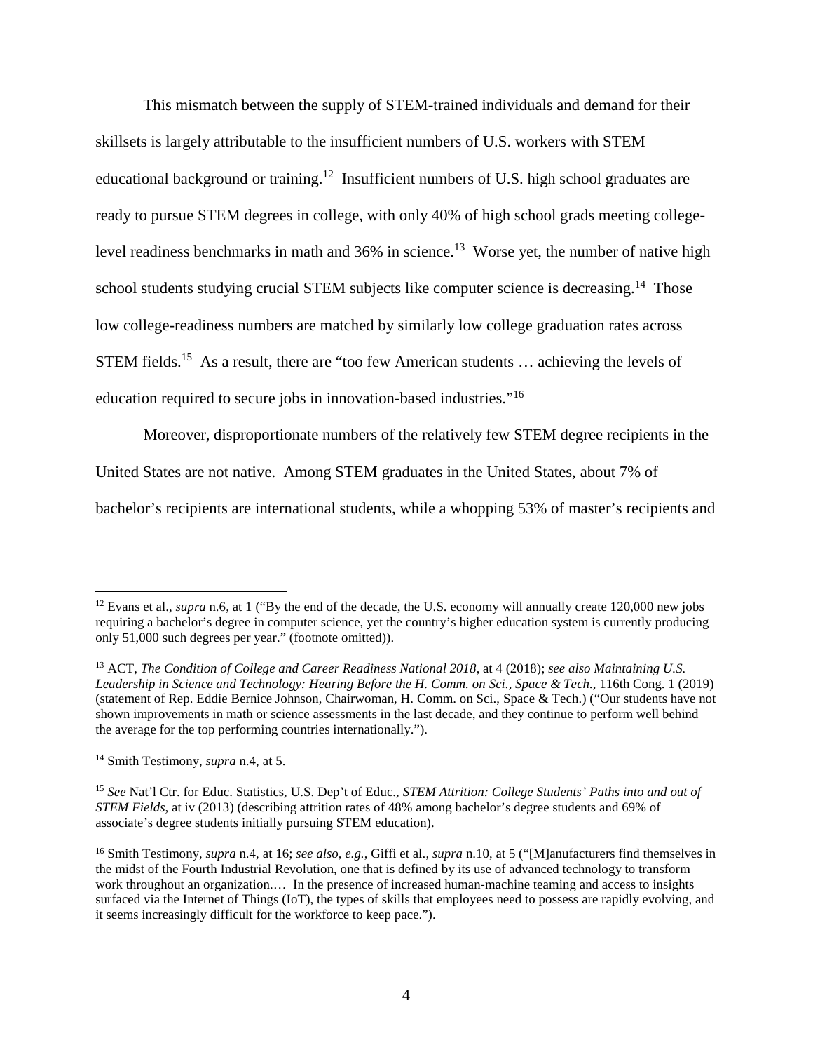This mismatch between the supply of STEM-trained individuals and demand for their skillsets is largely attributable to the insufficient numbers of U.S. workers with STEM educational background or training.[12] Insufficient numbers of U.S. high school graduates are ready to pursue STEM degrees in college, with only 40% of high school grads meeting college-level readiness benchmarks in math and 36% in science.[13] Worse yet, the number of native high school students studying crucial STEM subjects like computer science is decreasing.[14] Those low college-readiness numbers are matched by similarly low college graduation rates across STEM fields.[15] As a result, there are "too few American students … achieving the levels of education required to secure jobs in innovation-based industries."[16]

Moreover, disproportionate numbers of the relatively few STEM degree recipients in the United States are not native. Among STEM graduates in the United States, about 7% of bachelor's recipients are international students, while a whopping 53% of master's recipients and

---

[12] Evans et al., *supra* n.6, at 1 ("By the end of the decade, the U.S. economy will annually create 120,000 new jobs requiring a bachelor's degree in computer science, yet the country's higher education system is currently producing only 51,000 such degrees per year." (footnote omitted)).

[13] ACT, *The Condition of College and Career Readiness National 2018*, at 4 (2018); *see also Maintaining U.S. Leadership in Science and Technology: Hearing Before the H. Comm. on Sci., Space & Tech.*, 116th Cong. 1 (2019) (statement of Rep. Eddie Bernice Johnson, Chairwoman, H. Comm. on Sci., Space & Tech.) ("Our students have not shown improvements in math or science assessments in the last decade, and they continue to perform well behind the average for the top performing countries internationally.").

[14] Smith Testimony, *supra* n.4, at 5.

[15] *See* Nat'l Ctr. for Educ. Statistics, U.S. Dep't of Educ., *STEM Attrition: College Students' Paths into and out of STEM Fields*, at iv (2013) (describing attrition rates of 48% among bachelor's degree students and 69% of associate's degree students initially pursuing STEM education).

[16] Smith Testimony, *supra* n.4, at 16; *see also, e.g.*, Giffi et al., *supra* n.10, at 5 ("[M]anufacturers find themselves in the midst of the Fourth Industrial Revolution, one that is defined by its use of advanced technology to transform work throughout an organization.… In the presence of increased human-machine teaming and access to insights surfaced via the Internet of Things (IoT), the types of skills that employees need to possess are rapidly evolving, and it seems increasingly difficult for the workforce to keep pace.").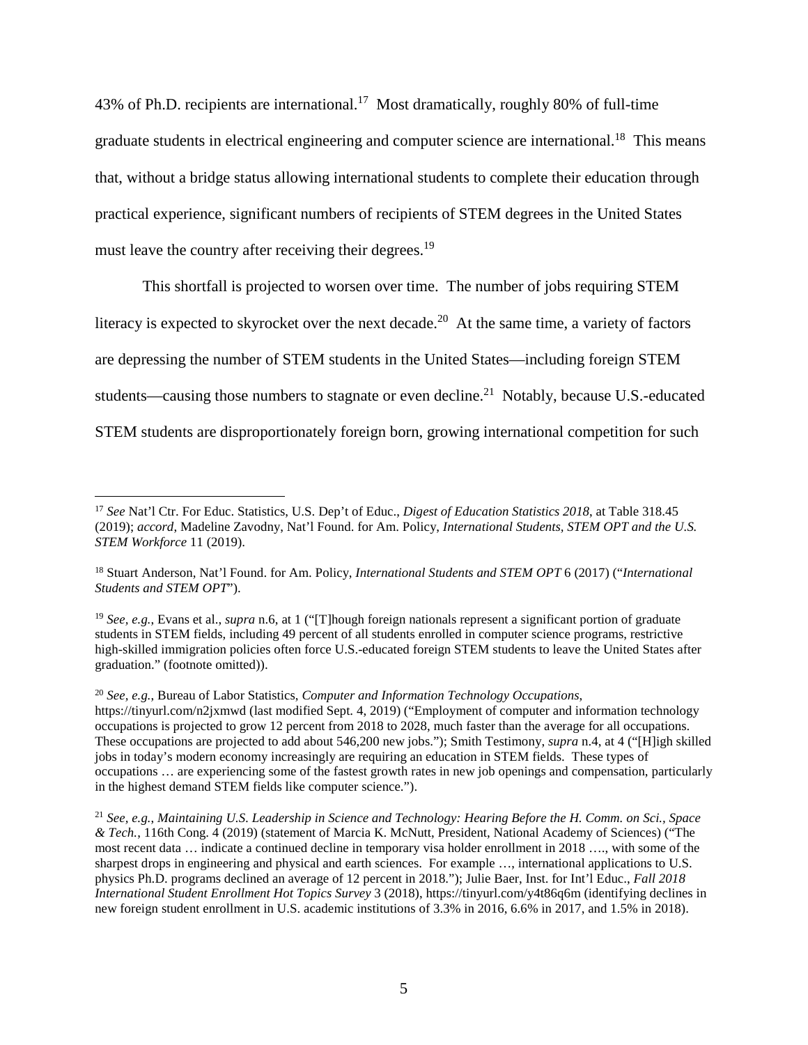43% of Ph.D. recipients are international.[17] Most dramatically, roughly 80% of full-time graduate students in electrical engineering and computer science are international.[18] This means that, without a bridge status allowing international students to complete their education through practical experience, significant numbers of recipients of STEM degrees in the United States must leave the country after receiving their degrees.[19]

This shortfall is projected to worsen over time. The number of jobs requiring STEM literacy is expected to skyrocket over the next decade.[20] At the same time, a variety of factors are depressing the number of STEM students in the United States—including foreign STEM students—causing those numbers to stagnate or even decline.[21] Notably, because U.S.-educated STEM students are disproportionately foreign born, growing international competition for such

---

[17] *See* Nat'l Ctr. For Educ. Statistics, U.S. Dep't of Educ., *Digest of Education Statistics 2018*, at Table 318.45 (2019); *accord*, Madeline Zavodny, Nat'l Found. for Am. Policy, *International Students, STEM OPT and the U.S. STEM Workforce* 11 (2019).

[18] Stuart Anderson, Nat'l Found. for Am. Policy, *International Students and STEM OPT* 6 (2017) ("*International Students and STEM OPT*").

[19] *See, e.g.*, Evans et al., *supra* n.6, at 1 ("[T]hough foreign nationals represent a significant portion of graduate students in STEM fields, including 49 percent of all students enrolled in computer science programs, restrictive high-skilled immigration policies often force U.S.-educated foreign STEM students to leave the United States after graduation." (footnote omitted)).

[20] *See, e.g.*, Bureau of Labor Statistics, *Computer and Information Technology Occupations*, https://tinyurl.com/n2jxmwd (last modified Sept. 4, 2019) ("Employment of computer and information technology occupations is projected to grow 12 percent from 2018 to 2028, much faster than the average for all occupations. These occupations are projected to add about 546,200 new jobs."); Smith Testimony, *supra* n.4, at 4 ("[H]igh skilled jobs in today's modern economy increasingly are requiring an education in STEM fields. These types of occupations … are experiencing some of the fastest growth rates in new job openings and compensation, particularly in the highest demand STEM fields like computer science.").

[21] *See, e.g.*, *Maintaining U.S. Leadership in Science and Technology: Hearing Before the H. Comm. on Sci., Space & Tech.*, 116th Cong. 4 (2019) (statement of Marcia K. McNutt, President, National Academy of Sciences) ("The most recent data … indicate a continued decline in temporary visa holder enrollment in 2018 …., with some of the sharpest drops in engineering and physical and earth sciences. For example …, international applications to U.S. physics Ph.D. programs declined an average of 12 percent in 2018."); Julie Baer, Inst. for Int'l Educ., *Fall 2018 International Student Enrollment Hot Topics Survey* 3 (2018), https://tinyurl.com/y4t86q6m (identifying declines in new foreign student enrollment in U.S. academic institutions of 3.3% in 2016, 6.6% in 2017, and 1.5% in 2018).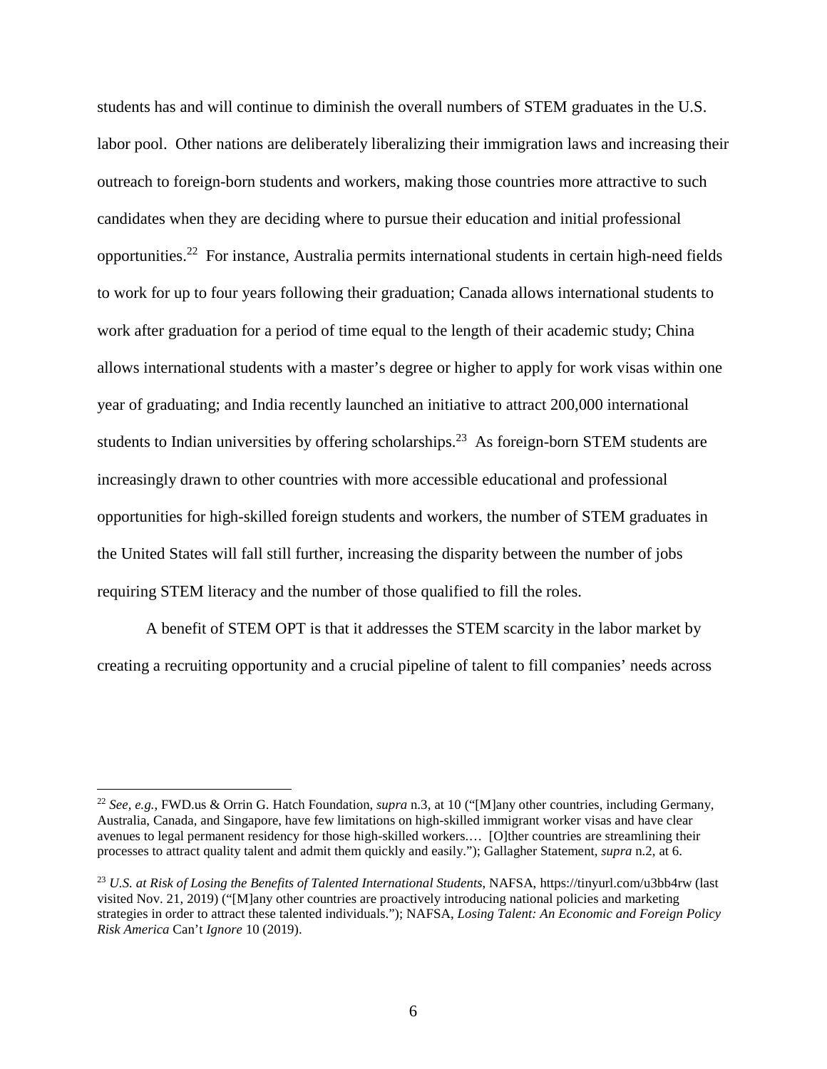students has and will continue to diminish the overall numbers of STEM graduates in the U.S. labor pool. Other nations are deliberately liberalizing their immigration laws and increasing their outreach to foreign-born students and workers, making those countries more attractive to such candidates when they are deciding where to pursue their education and initial professional opportunities.[22] For instance, Australia permits international students in certain high-need fields to work for up to four years following their graduation; Canada allows international students to work after graduation for a period of time equal to the length of their academic study; China allows international students with a master's degree or higher to apply for work visas within one year of graduating; and India recently launched an initiative to attract 200,000 international students to Indian universities by offering scholarships.[23] As foreign-born STEM students are increasingly drawn to other countries with more accessible educational and professional opportunities for high-skilled foreign students and workers, the number of STEM graduates in the United States will fall still further, increasing the disparity between the number of jobs requiring STEM literacy and the number of those qualified to fill the roles.

A benefit of STEM OPT is that it addresses the STEM scarcity in the labor market by creating a recruiting opportunity and a crucial pipeline of talent to fill companies' needs across

---

[22] *See, e.g.*, FWD.us & Orrin G. Hatch Foundation, *supra* n.3, at 10 ("[M]any other countries, including Germany, Australia, Canada, and Singapore, have few limitations on high-skilled immigrant worker visas and have clear avenues to legal permanent residency for those high-skilled workers.… [O]ther countries are streamlining their processes to attract quality talent and admit them quickly and easily."); Gallagher Statement, *supra* n.2, at 6.

[23] *U.S. at Risk of Losing the Benefits of Talented International Students*, NAFSA, https://tinyurl.com/u3bb4rw (last visited Nov. 21, 2019) ("[M]any other countries are proactively introducing national policies and marketing strategies in order to attract these talented individuals."); NAFSA, *Losing Talent: An Economic and Foreign Policy Risk America* Can't *Ignore* 10 (2019).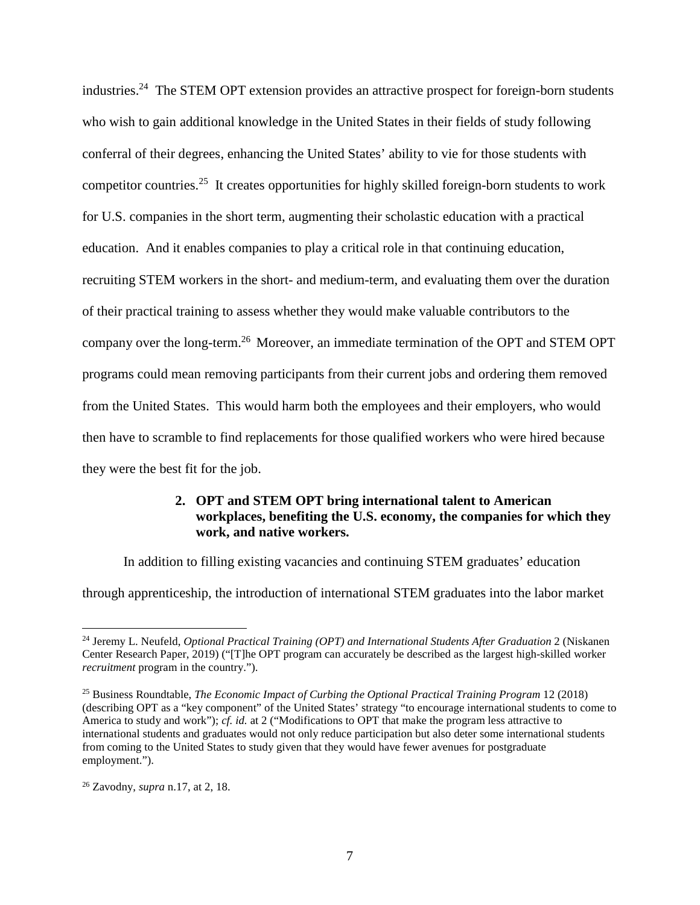industries.[24] The STEM OPT extension provides an attractive prospect for foreign-born students who wish to gain additional knowledge in the United States in their fields of study following conferral of their degrees, enhancing the United States' ability to vie for those students with competitor countries.[25] It creates opportunities for highly skilled foreign-born students to work for U.S. companies in the short term, augmenting their scholastic education with a practical education. And it enables companies to play a critical role in that continuing education, recruiting STEM workers in the short- and medium-term, and evaluating them over the duration of their practical training to assess whether they would make valuable contributors to the company over the long-term.[26] Moreover, an immediate termination of the OPT and STEM OPT programs could mean removing participants from their current jobs and ordering them removed from the United States. This would harm both the employees and their employers, who would then have to scramble to find replacements for those qualified workers who were hired because they were the best fit for the job.

**2. OPT and STEM OPT bring international talent to American workplaces, benefiting the U.S. economy, the companies for which they work, and native workers.**

In addition to filling existing vacancies and continuing STEM graduates' education through apprenticeship, the introduction of international STEM graduates into the labor market

---

[24] Jeremy L. Neufeld, *Optional Practical Training (OPT) and International Students After Graduation* 2 (Niskanen Center Research Paper, 2019) ("[T]he OPT program can accurately be described as the largest high-skilled worker *recruitment* program in the country.").

[25] Business Roundtable, *The Economic Impact of Curbing the Optional Practical Training Program* 12 (2018) (describing OPT as a "key component" of the United States' strategy "to encourage international students to come to America to study and work"); *cf. id.* at 2 ("Modifications to OPT that make the program less attractive to international students and graduates would not only reduce participation but also deter some international students from coming to the United States to study given that they would have fewer avenues for postgraduate employment.").

[26] Zavodny, *supra* n.17, at 2, 18.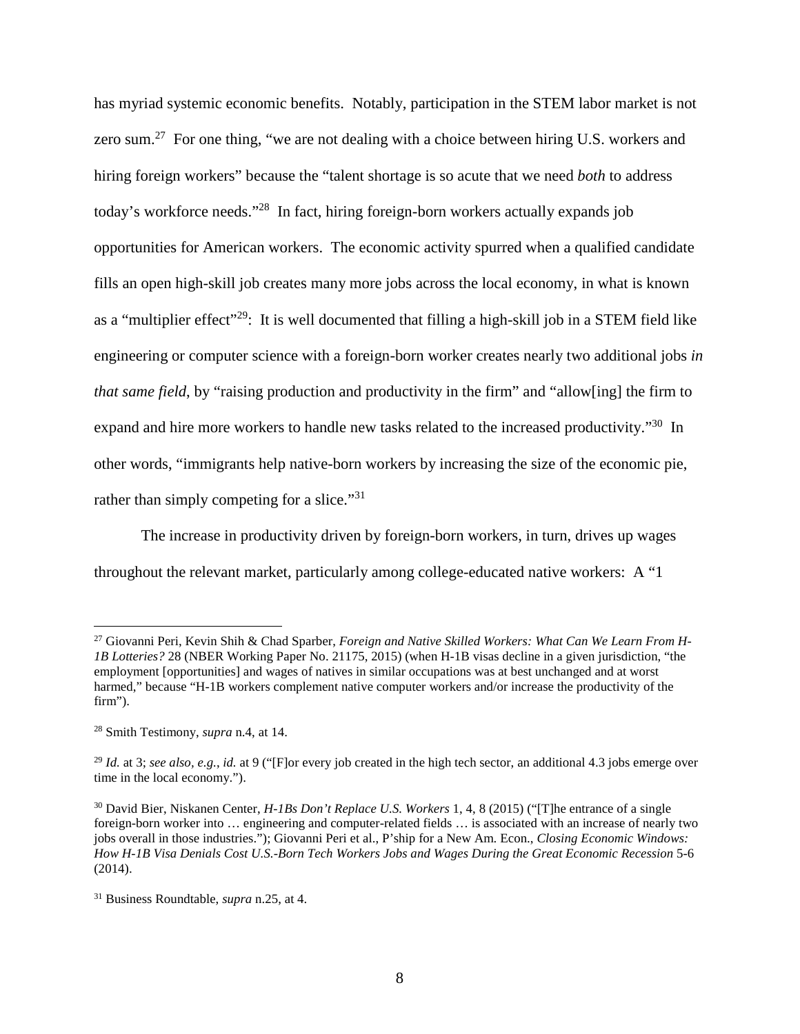has myriad systemic economic benefits. Notably, participation in the STEM labor market is not zero sum.[27] For one thing, "we are not dealing with a choice between hiring U.S. workers and hiring foreign workers" because the "talent shortage is so acute that we need *both* to address today's workforce needs."[28] In fact, hiring foreign-born workers actually expands job opportunities for American workers. The economic activity spurred when a qualified candidate fills an open high-skill job creates many more jobs across the local economy, in what is known as a "multiplier effect"[29]: It is well documented that filling a high-skill job in a STEM field like engineering or computer science with a foreign-born worker creates nearly two additional jobs *in that same field*, by "raising production and productivity in the firm" and "allow[ing] the firm to expand and hire more workers to handle new tasks related to the increased productivity."[30] In other words, "immigrants help native-born workers by increasing the size of the economic pie, rather than simply competing for a slice."[31]

The increase in productivity driven by foreign-born workers, in turn, drives up wages throughout the relevant market, particularly among college-educated native workers: A "1

---

[27] Giovanni Peri, Kevin Shih & Chad Sparber, *Foreign and Native Skilled Workers: What Can We Learn From H-1B Lotteries?* 28 (NBER Working Paper No. 21175, 2015) (when H-1B visas decline in a given jurisdiction, "the employment [opportunities] and wages of natives in similar occupations was at best unchanged and at worst harmed," because "H-1B workers complement native computer workers and/or increase the productivity of the firm").

[28] Smith Testimony, *supra* n.4, at 14.

[29] *Id.* at 3; *see also, e.g.*, *id.* at 9 ("[F]or every job created in the high tech sector, an additional 4.3 jobs emerge over time in the local economy.").

[30] David Bier, Niskanen Center, *H-1Bs Don't Replace U.S. Workers* 1, 4, 8 (2015) ("[T]he entrance of a single foreign-born worker into … engineering and computer-related fields … is associated with an increase of nearly two jobs overall in those industries."); Giovanni Peri et al., P'ship for a New Am. Econ., *Closing Economic Windows: How H-1B Visa Denials Cost U.S.-Born Tech Workers Jobs and Wages During the Great Economic Recession* 5-6 (2014).

[31] Business Roundtable, *supra* n.25, at 4.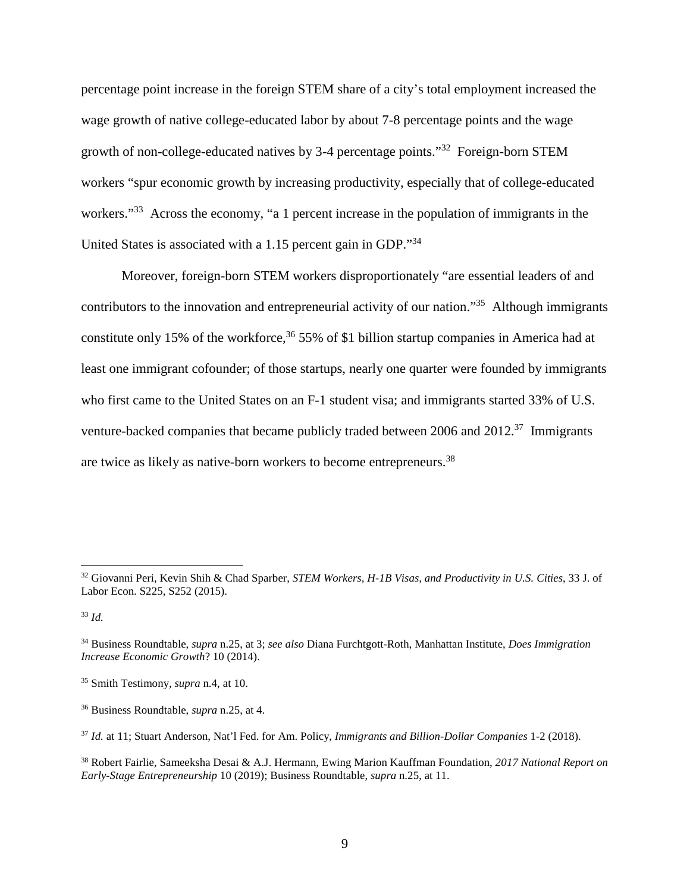percentage point increase in the foreign STEM share of a city's total employment increased the wage growth of native college-educated labor by about 7-8 percentage points and the wage growth of non-college-educated natives by 3-4 percentage points."[32] Foreign-born STEM workers "spur economic growth by increasing productivity, especially that of college-educated workers."[33] Across the economy, "a 1 percent increase in the population of immigrants in the United States is associated with a 1.15 percent gain in GDP."[34]

Moreover, foreign-born STEM workers disproportionately "are essential leaders of and contributors to the innovation and entrepreneurial activity of our nation."[35] Although immigrants constitute only 15% of the workforce,[36] 55% of $1 billion startup companies in America had at least one immigrant cofounder; of those startups, nearly one quarter were founded by immigrants who first came to the United States on an F-1 student visa; and immigrants started 33% of U.S. venture-backed companies that became publicly traded between 2006 and 2012.[37] Immigrants are twice as likely as native-born workers to become entrepreneurs.[38]

---

[32] Giovanni Peri, Kevin Shih & Chad Sparber, *STEM Workers, H-1B Visas, and Productivity in U.S. Cities*, 33 J. of Labor Econ. S225, S252 (2015).

[33] *Id.*

[34] Business Roundtable, *supra* n.25, at 3; *see also* Diana Furchtgott-Roth, Manhattan Institute, *Does Immigration Increase Economic Growth*? 10 (2014).

[35] Smith Testimony, *supra* n.4, at 10.

[36] Business Roundtable, *supra* n.25, at 4.

[37] *Id.* at 11; Stuart Anderson, Nat'l Fed. for Am. Policy, *Immigrants and Billion-Dollar Companies* 1-2 (2018).

[38] Robert Fairlie, Sameeksha Desai & A.J. Hermann, Ewing Marion Kauffman Foundation, *2017 National Report on Early-Stage Entrepreneurship* 10 (2019); Business Roundtable, *supra* n.25, at 11.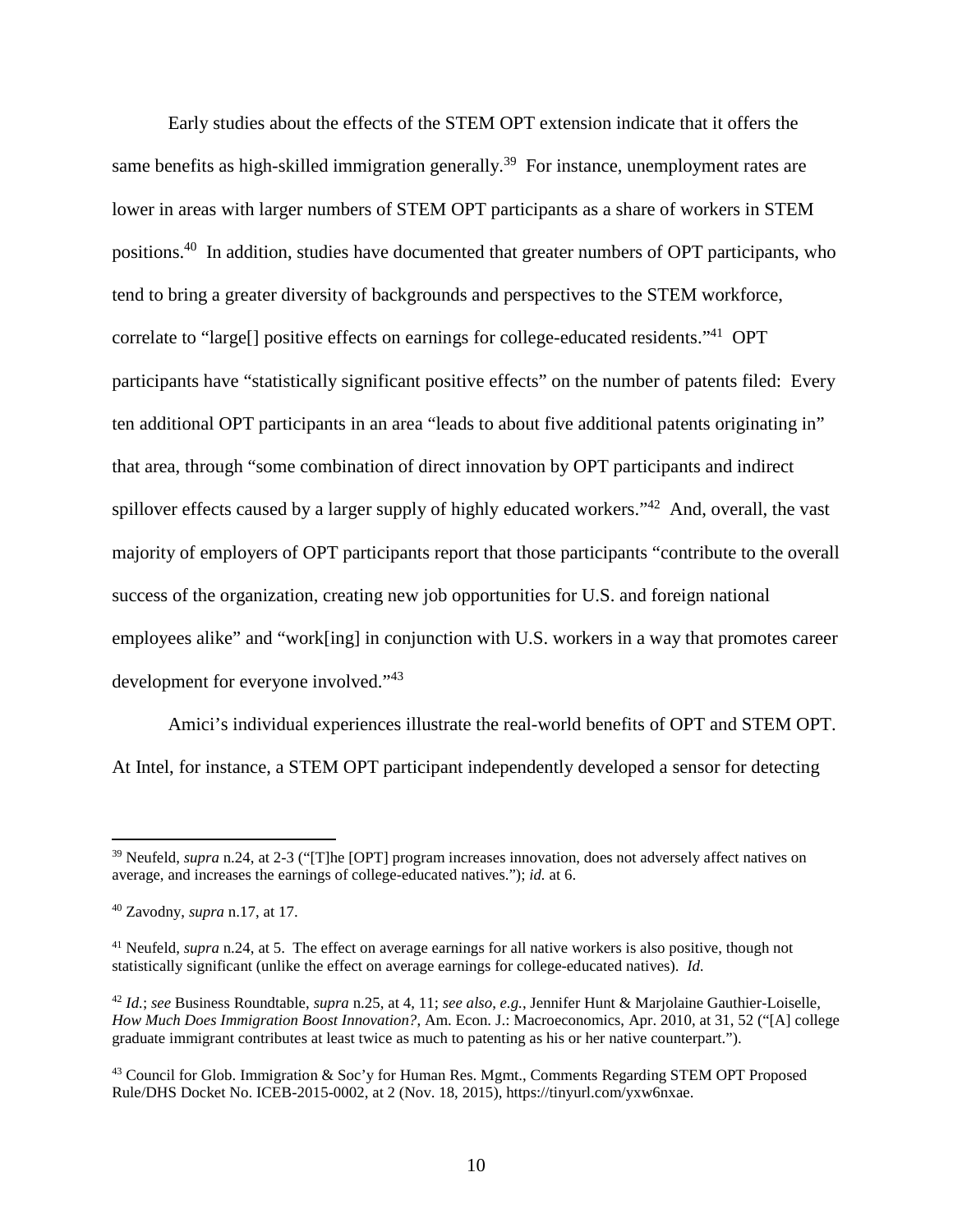Early studies about the effects of the STEM OPT extension indicate that it offers the same benefits as high-skilled immigration generally.[39] For instance, unemployment rates are lower in areas with larger numbers of STEM OPT participants as a share of workers in STEM positions.[40] In addition, studies have documented that greater numbers of OPT participants, who tend to bring a greater diversity of backgrounds and perspectives to the STEM workforce, correlate to "large[] positive effects on earnings for college-educated residents."[41] OPT participants have "statistically significant positive effects" on the number of patents filed: Every ten additional OPT participants in an area "leads to about five additional patents originating in" that area, through "some combination of direct innovation by OPT participants and indirect spillover effects caused by a larger supply of highly educated workers."[42] And, overall, the vast majority of employers of OPT participants report that those participants "contribute to the overall success of the organization, creating new job opportunities for U.S. and foreign national employees alike" and "work[ing] in conjunction with U.S. workers in a way that promotes career development for everyone involved."[43]

Amici's individual experiences illustrate the real-world benefits of OPT and STEM OPT. At Intel, for instance, a STEM OPT participant independently developed a sensor for detecting

---

[39] Neufeld, *supra* n.24, at 2-3 ("[T]he [OPT] program increases innovation, does not adversely affect natives on average, and increases the earnings of college-educated natives."); *id.* at 6.

[40] Zavodny, *supra* n.17, at 17.

[41] Neufeld, *supra* n.24, at 5. The effect on average earnings for all native workers is also positive, though not statistically significant (unlike the effect on average earnings for college-educated natives). *Id.*

[42] *Id.*; *see* Business Roundtable, *supra* n.25, at 4, 11; *see also, e.g.*, Jennifer Hunt & Marjolaine Gauthier-Loiselle, *How Much Does Immigration Boost Innovation?*, Am. Econ. J.: Macroeconomics, Apr. 2010, at 31, 52 ("[A] college graduate immigrant contributes at least twice as much to patenting as his or her native counterpart.").

[43] Council for Glob. Immigration & Soc'y for Human Res. Mgmt., Comments Regarding STEM OPT Proposed Rule/DHS Docket No. ICEB-2015-0002, at 2 (Nov. 18, 2015), https://tinyurl.com/yxw6nxae.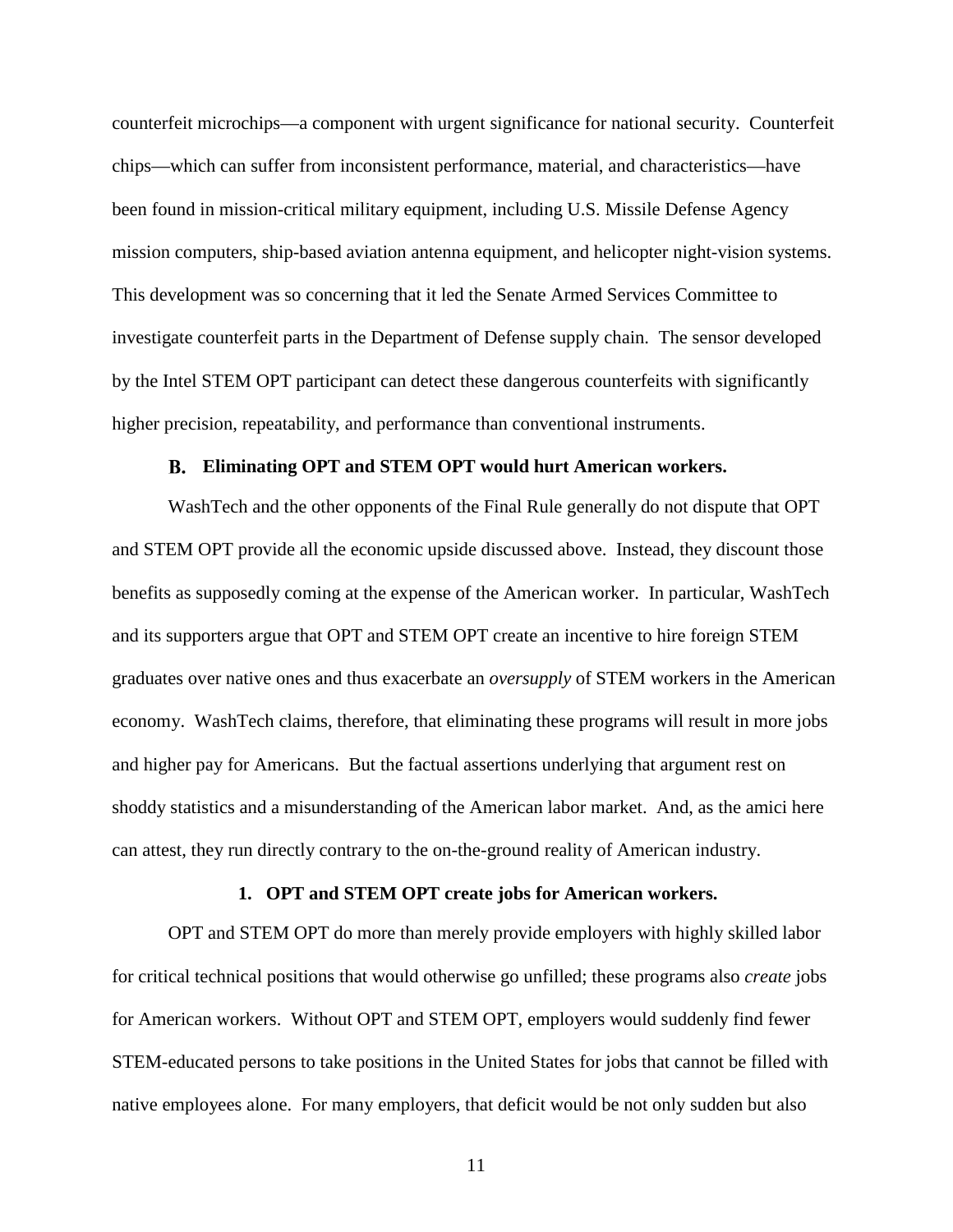counterfeit microchips—a component with urgent significance for national security. Counterfeit chips—which can suffer from inconsistent performance, material, and characteristics—have been found in mission-critical military equipment, including U.S. Missile Defense Agency mission computers, ship-based aviation antenna equipment, and helicopter night-vision systems. This development was so concerning that it led the Senate Armed Services Committee to investigate counterfeit parts in the Department of Defense supply chain. The sensor developed by the Intel STEM OPT participant can detect these dangerous counterfeits with significantly higher precision, repeatability, and performance than conventional instruments.

### B. Eliminating OPT and STEM OPT would hurt American workers.

WashTech and the other opponents of the Final Rule generally do not dispute that OPT and STEM OPT provide all the economic upside discussed above. Instead, they discount those benefits as supposedly coming at the expense of the American worker. In particular, WashTech and its supporters argue that OPT and STEM OPT create an incentive to hire foreign STEM graduates over native ones and thus exacerbate an *oversupply* of STEM workers in the American economy. WashTech claims, therefore, that eliminating these programs will result in more jobs and higher pay for Americans. But the factual assertions underlying that argument rest on shoddy statistics and a misunderstanding of the American labor market. And, as the amici here can attest, they run directly contrary to the on-the-ground reality of American industry.

#### 1. OPT and STEM OPT create jobs for American workers.

OPT and STEM OPT do more than merely provide employers with highly skilled labor for critical technical positions that would otherwise go unfilled; these programs also *create* jobs for American workers. Without OPT and STEM OPT, employers would suddenly find fewer STEM-educated persons to take positions in the United States for jobs that cannot be filled with native employees alone. For many employers, that deficit would be not only sudden but also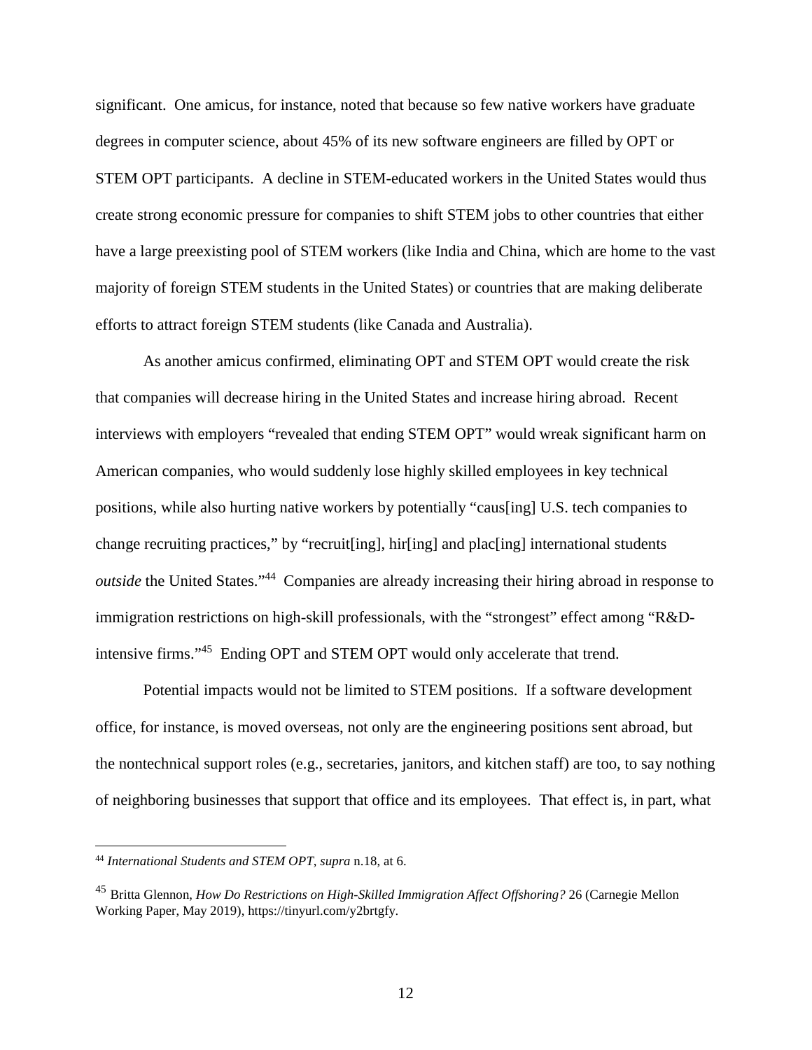significant. One amicus, for instance, noted that because so few native workers have graduate degrees in computer science, about 45% of its new software engineers are filled by OPT or STEM OPT participants. A decline in STEM-educated workers in the United States would thus create strong economic pressure for companies to shift STEM jobs to other countries that either have a large preexisting pool of STEM workers (like India and China, which are home to the vast majority of foreign STEM students in the United States) or countries that are making deliberate efforts to attract foreign STEM students (like Canada and Australia).

As another amicus confirmed, eliminating OPT and STEM OPT would create the risk that companies will decrease hiring in the United States and increase hiring abroad. Recent interviews with employers "revealed that ending STEM OPT" would wreak significant harm on American companies, who would suddenly lose highly skilled employees in key technical positions, while also hurting native workers by potentially "caus[ing] U.S. tech companies to change recruiting practices," by "recruit[ing], hir[ing] and plac[ing] international students *outside* the United States."[44] Companies are already increasing their hiring abroad in response to immigration restrictions on high-skill professionals, with the "strongest" effect among "R&D-intensive firms."[45] Ending OPT and STEM OPT would only accelerate that trend.

Potential impacts would not be limited to STEM positions. If a software development office, for instance, is moved overseas, not only are the engineering positions sent abroad, but the nontechnical support roles (e.g., secretaries, janitors, and kitchen staff) are too, to say nothing of neighboring businesses that support that office and its employees. That effect is, in part, what

---

[44] *International Students and STEM OPT*, *supra* n.18, at 6.

[45] Britta Glennon, *How Do Restrictions on High-Skilled Immigration Affect Offshoring?* 26 (Carnegie Mellon Working Paper, May 2019), https://tinyurl.com/y2brtgfy.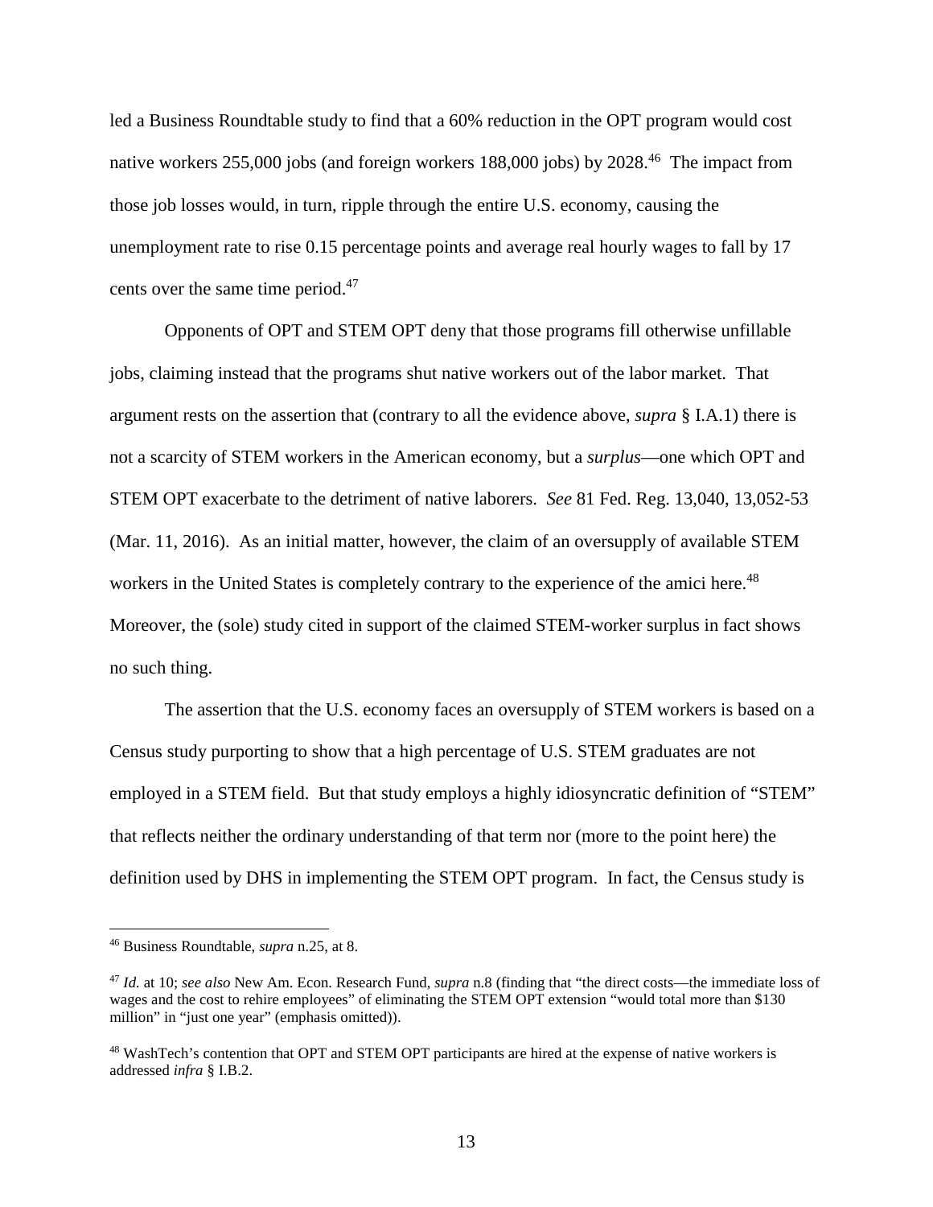led a Business Roundtable study to find that a 60% reduction in the OPT program would cost native workers 255,000 jobs (and foreign workers 188,000 jobs) by 2028.[46] The impact from those job losses would, in turn, ripple through the entire U.S. economy, causing the unemployment rate to rise 0.15 percentage points and average real hourly wages to fall by 17 cents over the same time period.[47]

Opponents of OPT and STEM OPT deny that those programs fill otherwise unfillable jobs, claiming instead that the programs shut native workers out of the labor market. That argument rests on the assertion that (contrary to all the evidence above, *supra* § I.A.1) there is not a scarcity of STEM workers in the American economy, but a *surplus*—one which OPT and STEM OPT exacerbate to the detriment of native laborers. *See* 81 Fed. Reg. 13,040, 13,052-53 (Mar. 11, 2016). As an initial matter, however, the claim of an oversupply of available STEM workers in the United States is completely contrary to the experience of the amici here.[48] Moreover, the (sole) study cited in support of the claimed STEM-worker surplus in fact shows no such thing.

The assertion that the U.S. economy faces an oversupply of STEM workers is based on a Census study purporting to show that a high percentage of U.S. STEM graduates are not employed in a STEM field. But that study employs a highly idiosyncratic definition of "STEM" that reflects neither the ordinary understanding of that term nor (more to the point here) the definition used by DHS in implementing the STEM OPT program. In fact, the Census study is

---

[46] Business Roundtable, *supra* n.25, at 8.

[47] *Id.* at 10; *see also* New Am. Econ. Research Fund, *supra* n.8 (finding that "the direct costs—the immediate loss of wages and the cost to rehire employees" of eliminating the STEM OPT extension "would total more than $130 million" in "just one year" (emphasis omitted)).

[48] WashTech's contention that OPT and STEM OPT participants are hired at the expense of native workers is addressed *infra* § I.B.2.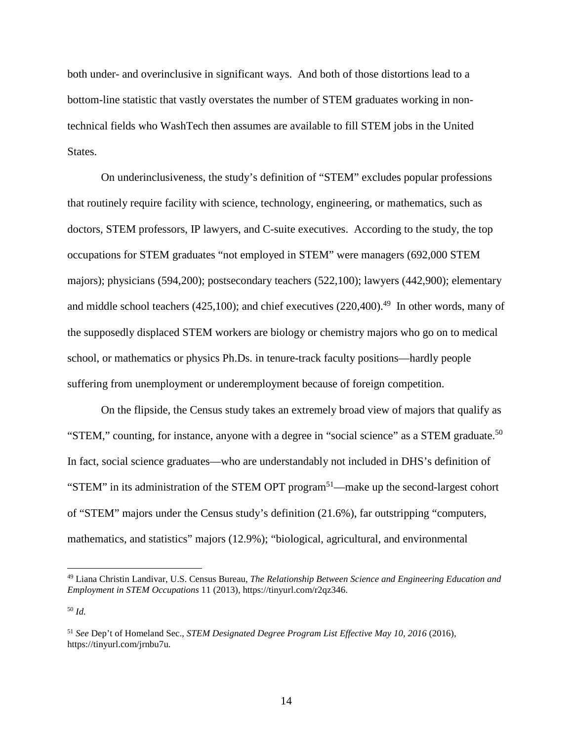both under- and overinclusive in significant ways. And both of those distortions lead to a bottom-line statistic that vastly overstates the number of STEM graduates working in non-technical fields who WashTech then assumes are available to fill STEM jobs in the United States.

On underinclusiveness, the study's definition of "STEM" excludes popular professions that routinely require facility with science, technology, engineering, or mathematics, such as doctors, STEM professors, IP lawyers, and C-suite executives. According to the study, the top occupations for STEM graduates "not employed in STEM" were managers (692,000 STEM majors); physicians (594,200); postsecondary teachers (522,100); lawyers (442,900); elementary and middle school teachers (425,100); and chief executives (220,400).[49] In other words, many of the supposedly displaced STEM workers are biology or chemistry majors who go on to medical school, or mathematics or physics Ph.Ds. in tenure-track faculty positions—hardly people suffering from unemployment or underemployment because of foreign competition.

On the flipside, the Census study takes an extremely broad view of majors that qualify as "STEM," counting, for instance, anyone with a degree in "social science" as a STEM graduate.[50] In fact, social science graduates—who are understandably not included in DHS's definition of "STEM" in its administration of the STEM OPT program[51]—make up the second-largest cohort of "STEM" majors under the Census study's definition (21.6%), far outstripping "computers, mathematics, and statistics" majors (12.9%); "biological, agricultural, and environmental

---

[49] Liana Christin Landivar, U.S. Census Bureau, *The Relationship Between Science and Engineering Education and Employment in STEM Occupations* 11 (2013), https://tinyurl.com/r2qz346.

[50] *Id.*

[51] *See* Dep't of Homeland Sec., *STEM Designated Degree Program List Effective May 10, 2016* (2016), https://tinyurl.com/jrnbu7u.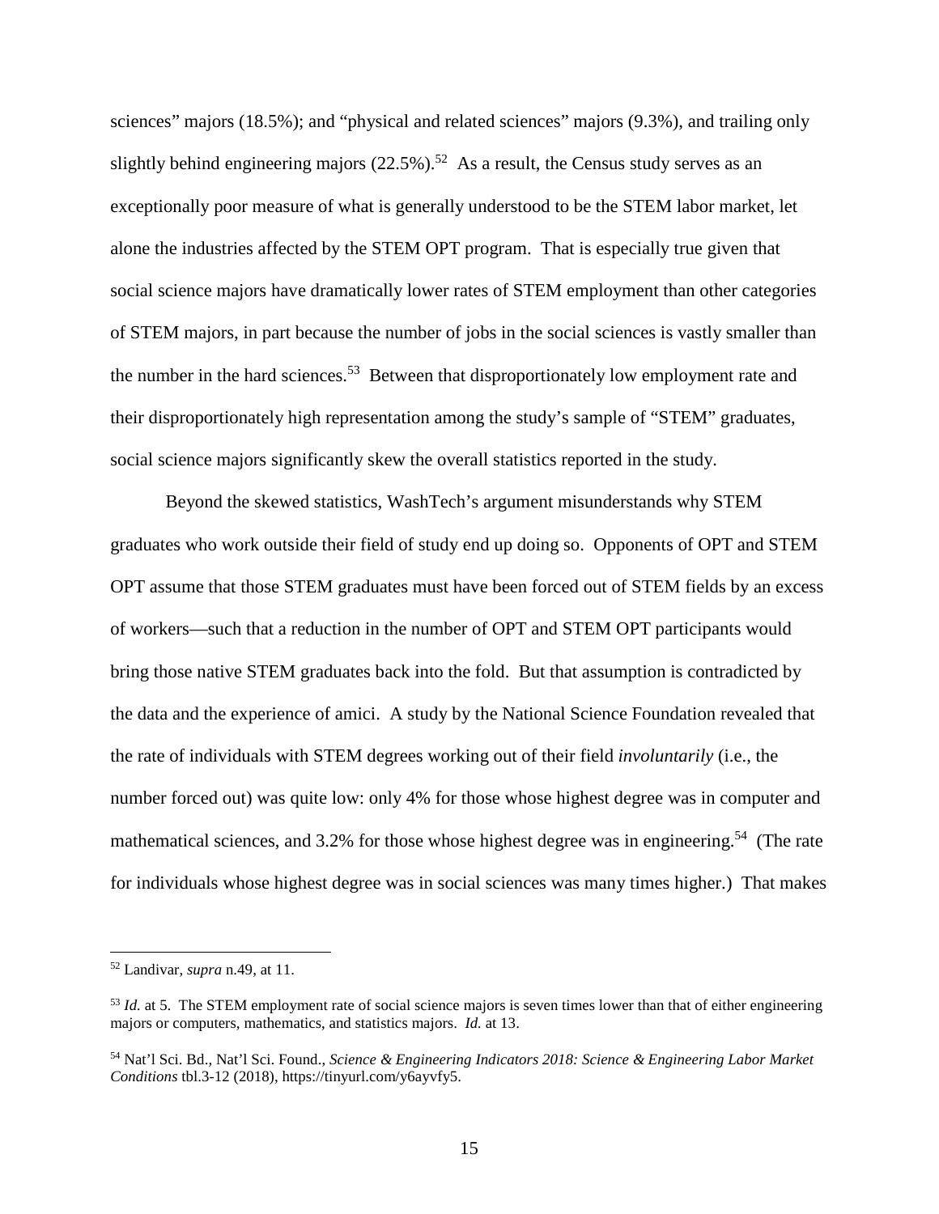sciences" majors (18.5%); and "physical and related sciences" majors (9.3%), and trailing only slightly behind engineering majors (22.5%).[52] As a result, the Census study serves as an exceptionally poor measure of what is generally understood to be the STEM labor market, let alone the industries affected by the STEM OPT program. That is especially true given that social science majors have dramatically lower rates of STEM employment than other categories of STEM majors, in part because the number of jobs in the social sciences is vastly smaller than the number in the hard sciences.[53] Between that disproportionately low employment rate and their disproportionately high representation among the study's sample of "STEM" graduates, social science majors significantly skew the overall statistics reported in the study.

Beyond the skewed statistics, WashTech's argument misunderstands why STEM graduates who work outside their field of study end up doing so. Opponents of OPT and STEM OPT assume that those STEM graduates must have been forced out of STEM fields by an excess of workers—such that a reduction in the number of OPT and STEM OPT participants would bring those native STEM graduates back into the fold. But that assumption is contradicted by the data and the experience of amici. A study by the National Science Foundation revealed that the rate of individuals with STEM degrees working out of their field *involuntarily* (i.e., the number forced out) was quite low: only 4% for those whose highest degree was in computer and mathematical sciences, and 3.2% for those whose highest degree was in engineering.[54] (The rate for individuals whose highest degree was in social sciences was many times higher.) That makes

---

[52] Landivar, *supra* n.49, at 11.

[53] *Id.* at 5. The STEM employment rate of social science majors is seven times lower than that of either engineering majors or computers, mathematics, and statistics majors. *Id.* at 13.

[54] Nat'l Sci. Bd., Nat'l Sci. Found., *Science & Engineering Indicators 2018: Science & Engineering Labor Market Conditions* tbl.3-12 (2018), https://tinyurl.com/y6ayvfy5.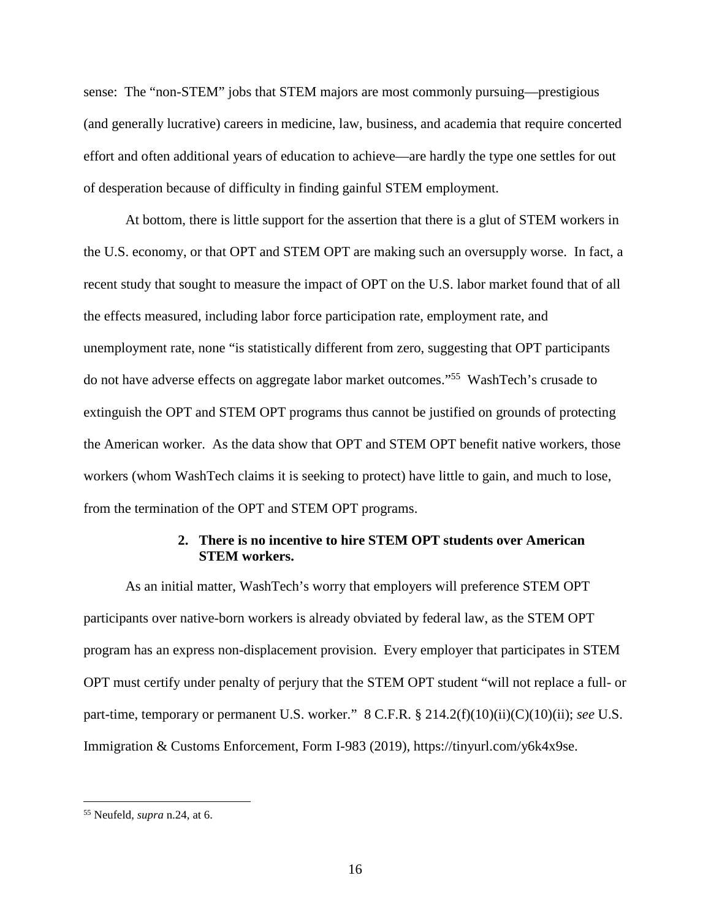sense: The "non-STEM" jobs that STEM majors are most commonly pursuing—prestigious (and generally lucrative) careers in medicine, law, business, and academia that require concerted effort and often additional years of education to achieve—are hardly the type one settles for out of desperation because of difficulty in finding gainful STEM employment.

At bottom, there is little support for the assertion that there is a glut of STEM workers in the U.S. economy, or that OPT and STEM OPT are making such an oversupply worse. In fact, a recent study that sought to measure the impact of OPT on the U.S. labor market found that of all the effects measured, including labor force participation rate, employment rate, and unemployment rate, none "is statistically different from zero, suggesting that OPT participants do not have adverse effects on aggregate labor market outcomes."[55] WashTech's crusade to extinguish the OPT and STEM OPT programs thus cannot be justified on grounds of protecting the American worker. As the data show that OPT and STEM OPT benefit native workers, those workers (whom WashTech claims it is seeking to protect) have little to gain, and much to lose, from the termination of the OPT and STEM OPT programs.

**2. There is no incentive to hire STEM OPT students over American STEM workers.**

As an initial matter, WashTech's worry that employers will preference STEM OPT participants over native-born workers is already obviated by federal law, as the STEM OPT program has an express non-displacement provision. Every employer that participates in STEM OPT must certify under penalty of perjury that the STEM OPT student "will not replace a full- or part-time, temporary or permanent U.S. worker." 8 C.F.R. § 214.2(f)(10)(ii)(C)(10)(ii); *see* U.S. Immigration & Customs Enforcement, Form I-983 (2019), https://tinyurl.com/y6k4x9se.

---

[55] Neufeld, *supra* n.24, at 6.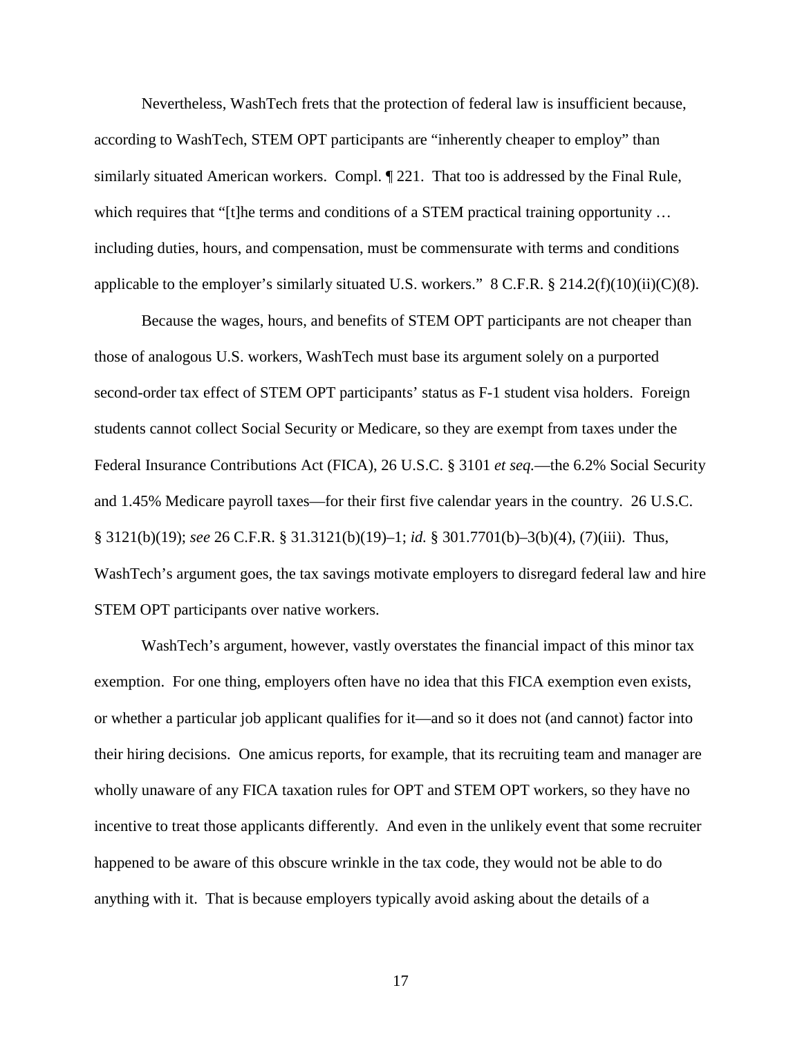Nevertheless, WashTech frets that the protection of federal law is insufficient because, according to WashTech, STEM OPT participants are "inherently cheaper to employ" than similarly situated American workers. Compl. ¶ 221. That too is addressed by the Final Rule, which requires that "[t]he terms and conditions of a STEM practical training opportunity … including duties, hours, and compensation, must be commensurate with terms and conditions applicable to the employer's similarly situated U.S. workers." 8 C.F.R. § 214.2(f)(10)(ii)(C)(8).

Because the wages, hours, and benefits of STEM OPT participants are not cheaper than those of analogous U.S. workers, WashTech must base its argument solely on a purported second-order tax effect of STEM OPT participants' status as F-1 student visa holders. Foreign students cannot collect Social Security or Medicare, so they are exempt from taxes under the Federal Insurance Contributions Act (FICA), 26 U.S.C. § 3101 *et seq.*—the 6.2% Social Security and 1.45% Medicare payroll taxes—for their first five calendar years in the country. 26 U.S.C. § 3121(b)(19); *see* 26 C.F.R. § 31.3121(b)(19)–1; *id.* § 301.7701(b)–3(b)(4), (7)(iii). Thus, WashTech's argument goes, the tax savings motivate employers to disregard federal law and hire STEM OPT participants over native workers.

WashTech's argument, however, vastly overstates the financial impact of this minor tax exemption. For one thing, employers often have no idea that this FICA exemption even exists, or whether a particular job applicant qualifies for it—and so it does not (and cannot) factor into their hiring decisions. One amicus reports, for example, that its recruiting team and manager are wholly unaware of any FICA taxation rules for OPT and STEM OPT workers, so they have no incentive to treat those applicants differently. And even in the unlikely event that some recruiter happened to be aware of this obscure wrinkle in the tax code, they would not be able to do anything with it. That is because employers typically avoid asking about the details of a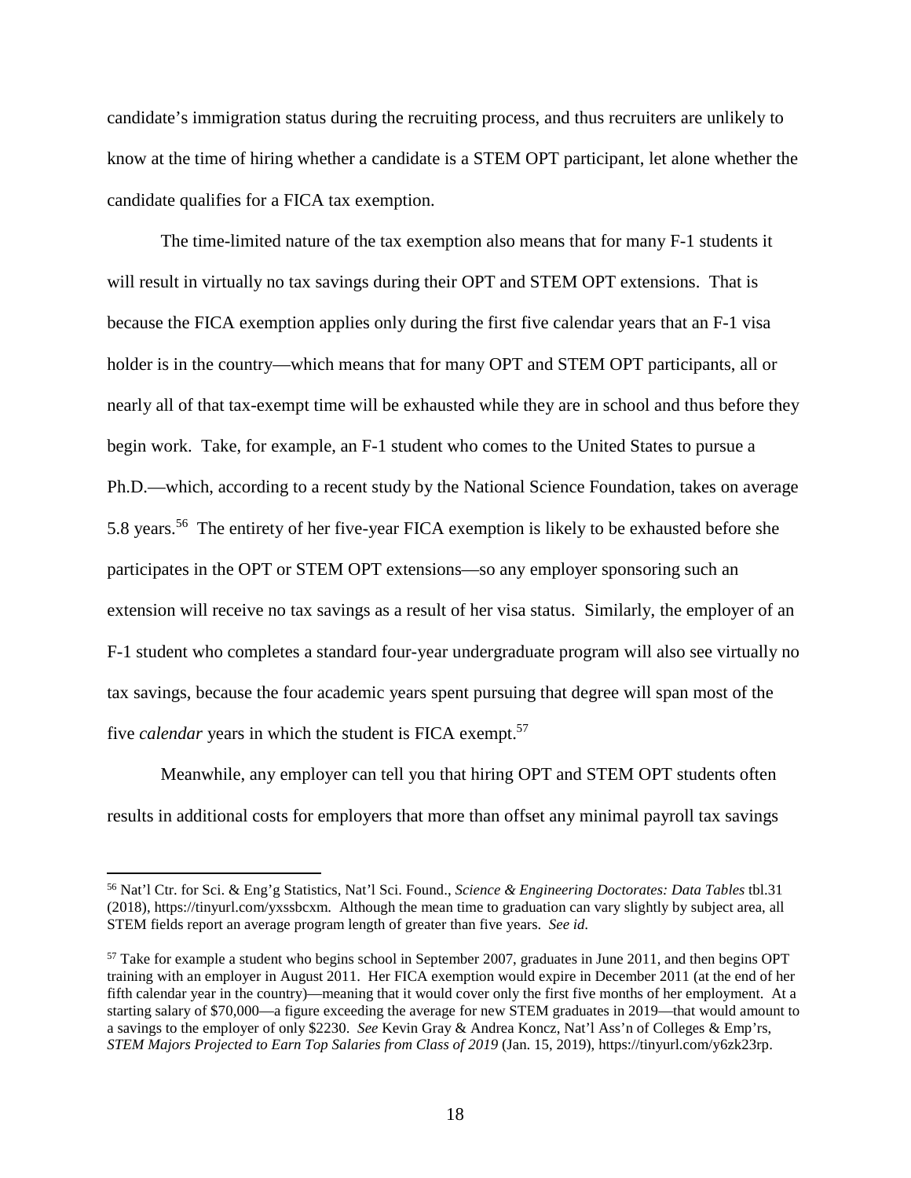candidate's immigration status during the recruiting process, and thus recruiters are unlikely to know at the time of hiring whether a candidate is a STEM OPT participant, let alone whether the candidate qualifies for a FICA tax exemption.

The time-limited nature of the tax exemption also means that for many F-1 students it will result in virtually no tax savings during their OPT and STEM OPT extensions. That is because the FICA exemption applies only during the first five calendar years that an F-1 visa holder is in the country—which means that for many OPT and STEM OPT participants, all or nearly all of that tax-exempt time will be exhausted while they are in school and thus before they begin work. Take, for example, an F-1 student who comes to the United States to pursue a Ph.D.—which, according to a recent study by the National Science Foundation, takes on average 5.8 years.[56] The entirety of her five-year FICA exemption is likely to be exhausted before she participates in the OPT or STEM OPT extensions—so any employer sponsoring such an extension will receive no tax savings as a result of her visa status. Similarly, the employer of an F-1 student who completes a standard four-year undergraduate program will also see virtually no tax savings, because the four academic years spent pursuing that degree will span most of the five *calendar* years in which the student is FICA exempt.[57]

Meanwhile, any employer can tell you that hiring OPT and STEM OPT students often results in additional costs for employers that more than offset any minimal payroll tax savings

---

[56] Nat'l Ctr. for Sci. & Eng'g Statistics, Nat'l Sci. Found., *Science & Engineering Doctorates: Data Tables* tbl.31 (2018), https://tinyurl.com/yxssbcxm. Although the mean time to graduation can vary slightly by subject area, all STEM fields report an average program length of greater than five years. *See id.*

[57] Take for example a student who begins school in September 2007, graduates in June 2011, and then begins OPT training with an employer in August 2011. Her FICA exemption would expire in December 2011 (at the end of her fifth calendar year in the country)—meaning that it would cover only the first five months of her employment. At a starting salary of $70,000—a figure exceeding the average for new STEM graduates in 2019—that would amount to a savings to the employer of only $2230. *See* Kevin Gray & Andrea Koncz, Nat'l Ass'n of Colleges & Emp'rs, *STEM Majors Projected to Earn Top Salaries from Class of 2019* (Jan. 15, 2019), https://tinyurl.com/y6zk23rp.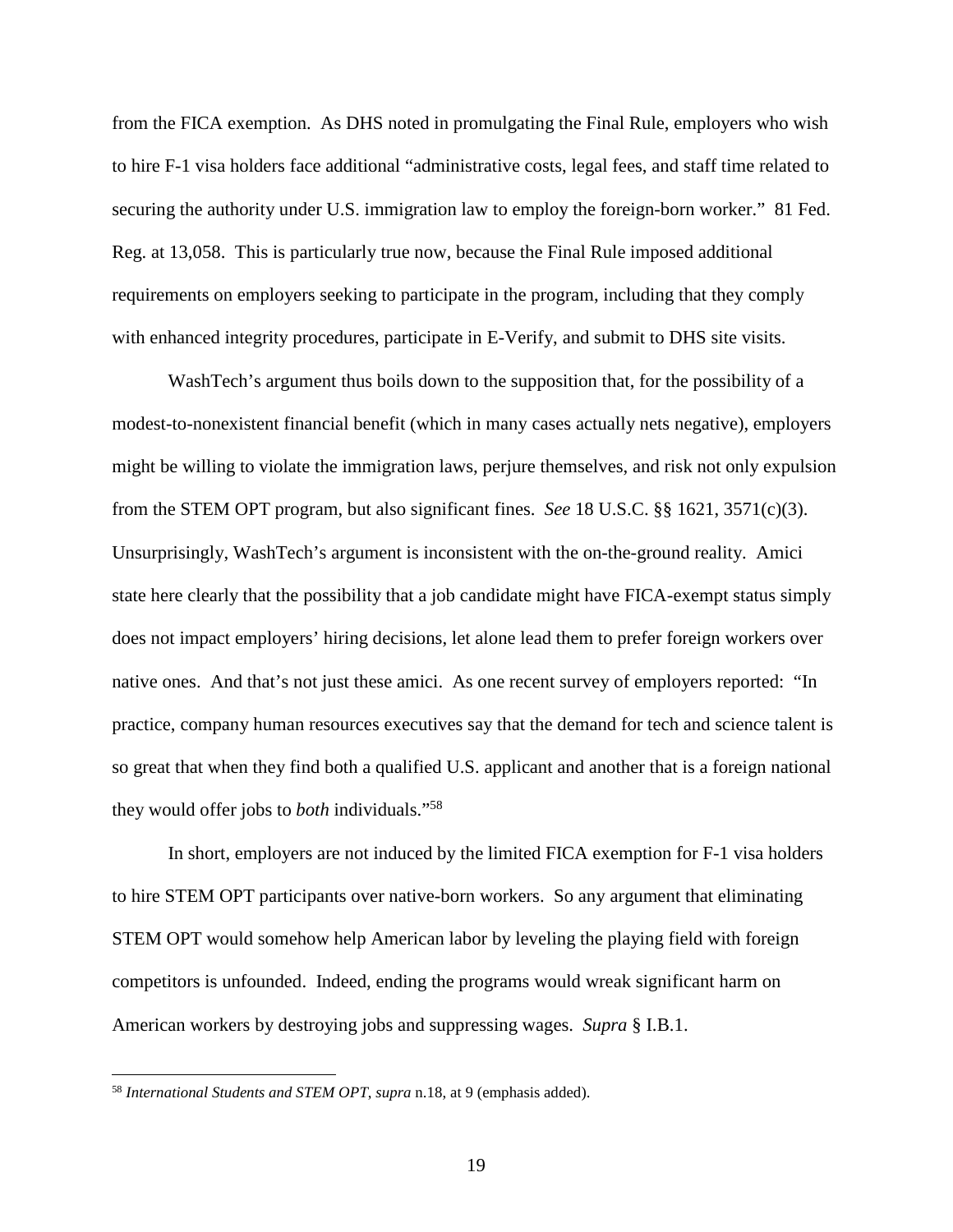from the FICA exemption. As DHS noted in promulgating the Final Rule, employers who wish to hire F-1 visa holders face additional "administrative costs, legal fees, and staff time related to securing the authority under U.S. immigration law to employ the foreign-born worker." 81 Fed. Reg. at 13,058. This is particularly true now, because the Final Rule imposed additional requirements on employers seeking to participate in the program, including that they comply with enhanced integrity procedures, participate in E-Verify, and submit to DHS site visits.

WashTech's argument thus boils down to the supposition that, for the possibility of a modest-to-nonexistent financial benefit (which in many cases actually nets negative), employers might be willing to violate the immigration laws, perjure themselves, and risk not only expulsion from the STEM OPT program, but also significant fines. *See* 18 U.S.C. §§ 1621, 3571(c)(3). Unsurprisingly, WashTech's argument is inconsistent with the on-the-ground reality. Amici state here clearly that the possibility that a job candidate might have FICA-exempt status simply does not impact employers' hiring decisions, let alone lead them to prefer foreign workers over native ones. And that's not just these amici. As one recent survey of employers reported: "In practice, company human resources executives say that the demand for tech and science talent is so great that when they find both a qualified U.S. applicant and another that is a foreign national they would offer jobs to *both* individuals."[58]

In short, employers are not induced by the limited FICA exemption for F-1 visa holders to hire STEM OPT participants over native-born workers. So any argument that eliminating STEM OPT would somehow help American labor by leveling the playing field with foreign competitors is unfounded. Indeed, ending the programs would wreak significant harm on American workers by destroying jobs and suppressing wages. *Supra* § I.B.1.

---

[58] *International Students and STEM OPT*, *supra* n.18, at 9 (emphasis added).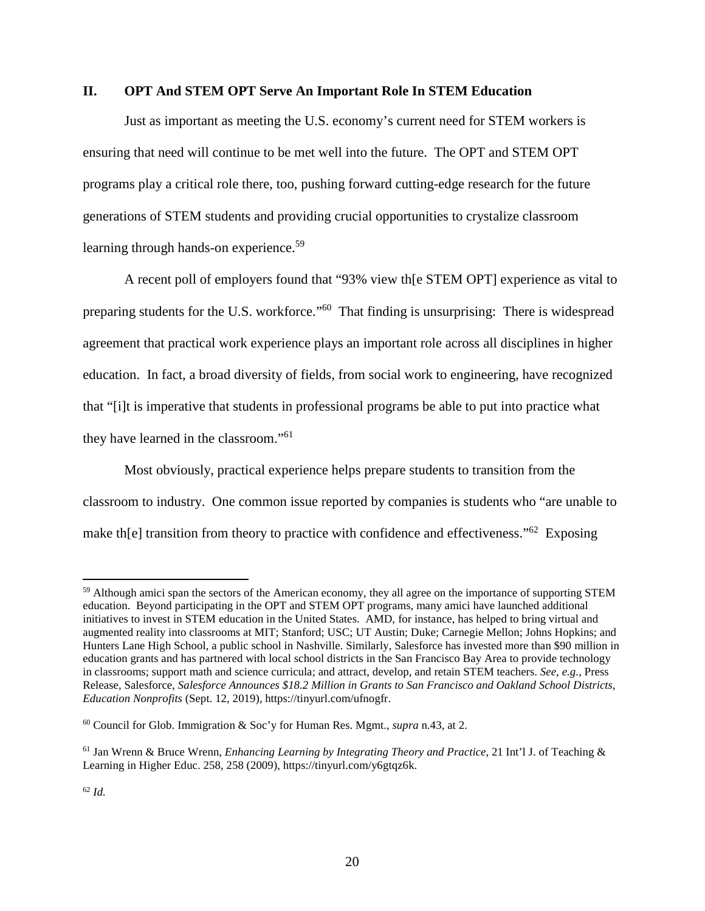## II. OPT And STEM OPT Serve An Important Role In STEM Education

Just as important as meeting the U.S. economy's current need for STEM workers is ensuring that need will continue to be met well into the future. The OPT and STEM OPT programs play a critical role there, too, pushing forward cutting-edge research for the future generations of STEM students and providing crucial opportunities to crystalize classroom learning through hands-on experience.[59]

A recent poll of employers found that "93% view th[e STEM OPT] experience as vital to preparing students for the U.S. workforce."[60] That finding is unsurprising: There is widespread agreement that practical work experience plays an important role across all disciplines in higher education. In fact, a broad diversity of fields, from social work to engineering, have recognized that "[i]t is imperative that students in professional programs be able to put into practice what they have learned in the classroom."[61]

Most obviously, practical experience helps prepare students to transition from the classroom to industry. One common issue reported by companies is students who "are unable to make th[e] transition from theory to practice with confidence and effectiveness."[62] Exposing

---

[59] Although amici span the sectors of the American economy, they all agree on the importance of supporting STEM education. Beyond participating in the OPT and STEM OPT programs, many amici have launched additional initiatives to invest in STEM education in the United States. AMD, for instance, has helped to bring virtual and augmented reality into classrooms at MIT; Stanford; USC; UT Austin; Duke; Carnegie Mellon; Johns Hopkins; and Hunters Lane High School, a public school in Nashville. Similarly, Salesforce has invested more than $90 million in education grants and has partnered with local school districts in the San Francisco Bay Area to provide technology in classrooms; support math and science curricula; and attract, develop, and retain STEM teachers. *See, e.g.*, Press Release, Salesforce, *Salesforce Announces $18.2 Million in Grants to San Francisco and Oakland School Districts, Education Nonprofits* (Sept. 12, 2019), https://tinyurl.com/ufnogfr.

[60] Council for Glob. Immigration & Soc'y for Human Res. Mgmt., *supra* n.43, at 2.

[61] Jan Wrenn & Bruce Wrenn, *Enhancing Learning by Integrating Theory and Practice*, 21 Int'l J. of Teaching & Learning in Higher Educ. 258, 258 (2009), https://tinyurl.com/y6gtqz6k.

[62] *Id.*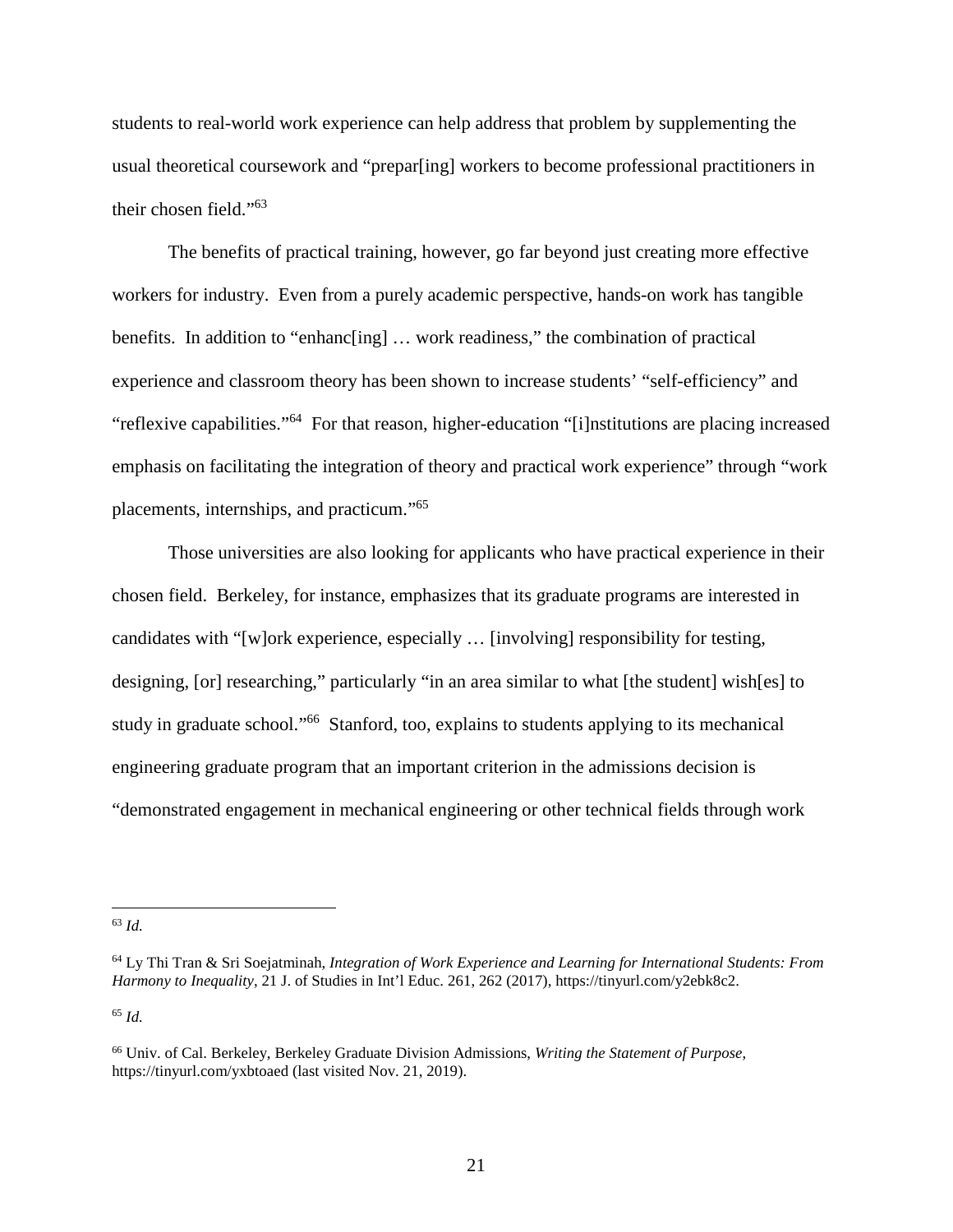students to real-world work experience can help address that problem by supplementing the usual theoretical coursework and "prepar[ing] workers to become professional practitioners in their chosen field."[63]

The benefits of practical training, however, go far beyond just creating more effective workers for industry. Even from a purely academic perspective, hands-on work has tangible benefits. In addition to "enhanc[ing] … work readiness," the combination of practical experience and classroom theory has been shown to increase students' "self-efficiency" and "reflexive capabilities."[64] For that reason, higher-education "[i]nstitutions are placing increased emphasis on facilitating the integration of theory and practical work experience" through "work placements, internships, and practicum."[65]

Those universities are also looking for applicants who have practical experience in their chosen field. Berkeley, for instance, emphasizes that its graduate programs are interested in candidates with "[w]ork experience, especially … [involving] responsibility for testing, designing, [or] researching," particularly "in an area similar to what [the student] wish[es] to study in graduate school."[66] Stanford, too, explains to students applying to its mechanical engineering graduate program that an important criterion in the admissions decision is "demonstrated engagement in mechanical engineering or other technical fields through work

---

[63] *Id.*

[64] Ly Thi Tran & Sri Soejatminah, *Integration of Work Experience and Learning for International Students: From Harmony to Inequality*, 21 J. of Studies in Int'l Educ. 261, 262 (2017), https://tinyurl.com/y2ebk8c2.

[65] *Id.*

[66] Univ. of Cal. Berkeley, Berkeley Graduate Division Admissions, *Writing the Statement of Purpose*, https://tinyurl.com/yxbtoaed (last visited Nov. 21, 2019).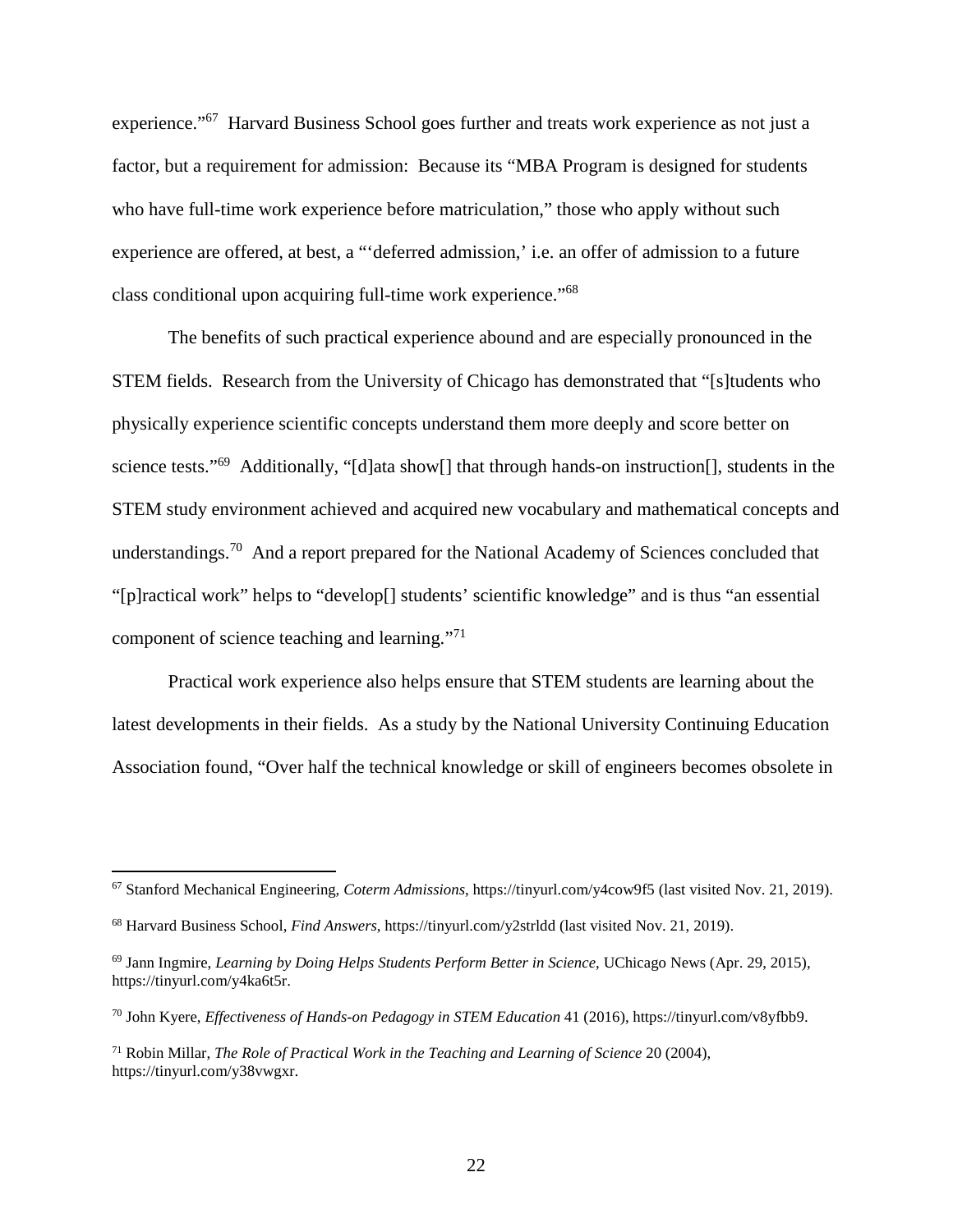experience."[67] Harvard Business School goes further and treats work experience as not just a factor, but a requirement for admission: Because its "MBA Program is designed for students who have full-time work experience before matriculation," those who apply without such experience are offered, at best, a "'deferred admission,' i.e. an offer of admission to a future class conditional upon acquiring full-time work experience."[68]

The benefits of such practical experience abound and are especially pronounced in the STEM fields. Research from the University of Chicago has demonstrated that "[s]tudents who physically experience scientific concepts understand them more deeply and score better on science tests."[69] Additionally, "[d]ata show[] that through hands-on instruction[], students in the STEM study environment achieved and acquired new vocabulary and mathematical concepts and understandings.[70] And a report prepared for the National Academy of Sciences concluded that "[p]ractical work" helps to "develop[] students' scientific knowledge" and is thus "an essential component of science teaching and learning."[71]

Practical work experience also helps ensure that STEM students are learning about the latest developments in their fields. As a study by the National University Continuing Education Association found, "Over half the technical knowledge or skill of engineers becomes obsolete in

---

[67] Stanford Mechanical Engineering, *Coterm Admissions*, https://tinyurl.com/y4cow9f5 (last visited Nov. 21, 2019).

[68] Harvard Business School, *Find Answers*, https://tinyurl.com/y2strldd (last visited Nov. 21, 2019).

[69] Jann Ingmire, *Learning by Doing Helps Students Perform Better in Science*, UChicago News (Apr. 29, 2015), https://tinyurl.com/y4ka6t5r.

[70] John Kyere, *Effectiveness of Hands-on Pedagogy in STEM Education* 41 (2016), https://tinyurl.com/v8yfbb9.

[71] Robin Millar, *The Role of Practical Work in the Teaching and Learning of Science* 20 (2004), https://tinyurl.com/y38vwgxr.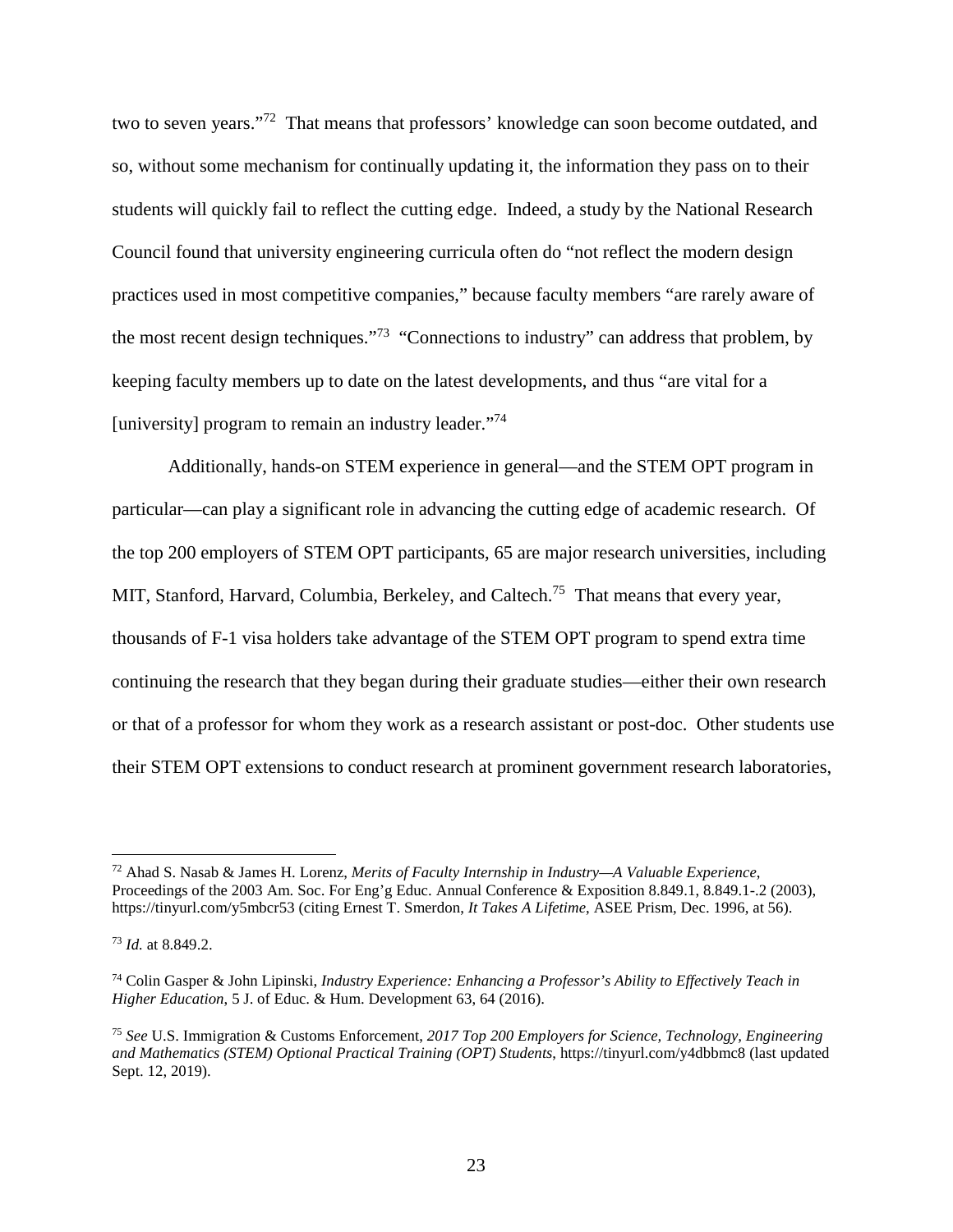two to seven years."[72] That means that professors' knowledge can soon become outdated, and so, without some mechanism for continually updating it, the information they pass on to their students will quickly fail to reflect the cutting edge. Indeed, a study by the National Research Council found that university engineering curricula often do "not reflect the modern design practices used in most competitive companies," because faculty members "are rarely aware of the most recent design techniques."[73] "Connections to industry" can address that problem, by keeping faculty members up to date on the latest developments, and thus "are vital for a [university] program to remain an industry leader."[74]

Additionally, hands-on STEM experience in general—and the STEM OPT program in particular—can play a significant role in advancing the cutting edge of academic research. Of the top 200 employers of STEM OPT participants, 65 are major research universities, including MIT, Stanford, Harvard, Columbia, Berkeley, and Caltech.[75] That means that every year, thousands of F-1 visa holders take advantage of the STEM OPT program to spend extra time continuing the research that they began during their graduate studies—either their own research or that of a professor for whom they work as a research assistant or post-doc. Other students use their STEM OPT extensions to conduct research at prominent government research laboratories,

---

[72] Ahad S. Nasab & James H. Lorenz, *Merits of Faculty Internship in Industry—A Valuable Experience*, Proceedings of the 2003 Am. Soc. For Eng'g Educ. Annual Conference & Exposition 8.849.1, 8.849.1-.2 (2003), https://tinyurl.com/y5mbcr53 (citing Ernest T. Smerdon, *It Takes A Lifetime*, ASEE Prism, Dec. 1996, at 56).

[73] *Id.* at 8.849.2.

[74] Colin Gasper & John Lipinski, *Industry Experience: Enhancing a Professor's Ability to Effectively Teach in Higher Education*, 5 J. of Educ. & Hum. Development 63, 64 (2016).

[75] *See* U.S. Immigration & Customs Enforcement, *2017 Top 200 Employers for Science, Technology, Engineering and Mathematics (STEM) Optional Practical Training (OPT) Students*, https://tinyurl.com/y4dbbmc8 (last updated Sept. 12, 2019).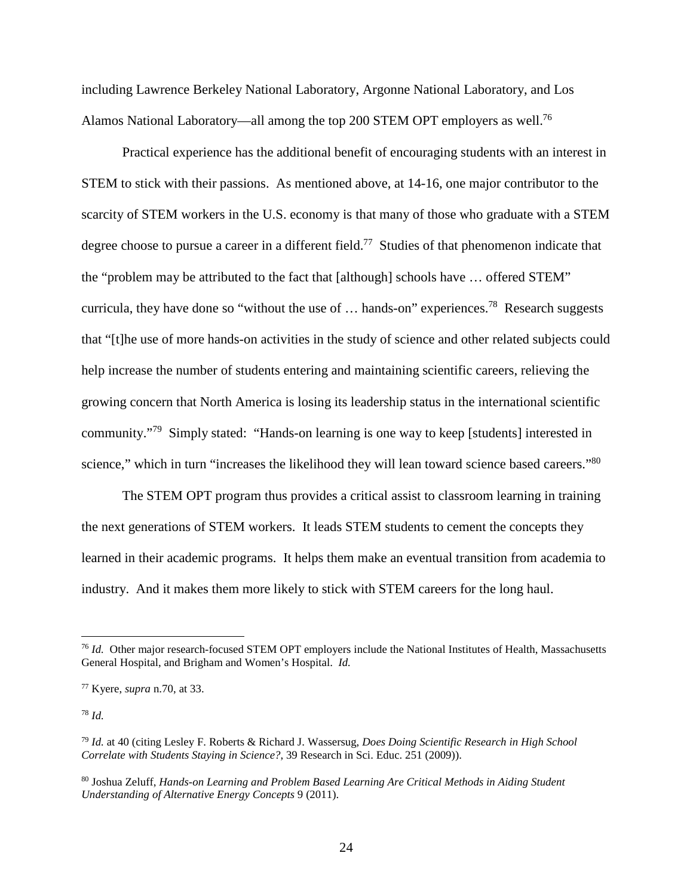including Lawrence Berkeley National Laboratory, Argonne National Laboratory, and Los Alamos National Laboratory—all among the top 200 STEM OPT employers as well.[76]

Practical experience has the additional benefit of encouraging students with an interest in STEM to stick with their passions. As mentioned above, at 14-16, one major contributor to the scarcity of STEM workers in the U.S. economy is that many of those who graduate with a STEM degree choose to pursue a career in a different field.[77] Studies of that phenomenon indicate that the "problem may be attributed to the fact that [although] schools have … offered STEM" curricula, they have done so "without the use of … hands-on" experiences.[78] Research suggests that "[t]he use of more hands-on activities in the study of science and other related subjects could help increase the number of students entering and maintaining scientific careers, relieving the growing concern that North America is losing its leadership status in the international scientific community."[79] Simply stated: "Hands-on learning is one way to keep [students] interested in science," which in turn "increases the likelihood they will lean toward science based careers."[80]

The STEM OPT program thus provides a critical assist to classroom learning in training the next generations of STEM workers. It leads STEM students to cement the concepts they learned in their academic programs. It helps them make an eventual transition from academia to industry. And it makes them more likely to stick with STEM careers for the long haul.

---

[76] *Id.* Other major research-focused STEM OPT employers include the National Institutes of Health, Massachusetts General Hospital, and Brigham and Women's Hospital. *Id.*

[77] Kyere, *supra* n.70, at 33.

[78] *Id.*

[79] *Id.* at 40 (citing Lesley F. Roberts & Richard J. Wassersug, *Does Doing Scientific Research in High School Correlate with Students Staying in Science?*, 39 Research in Sci. Educ. 251 (2009)).

[80] Joshua Zeluff, *Hands-on Learning and Problem Based Learning Are Critical Methods in Aiding Student Understanding of Alternative Energy Concepts* 9 (2011).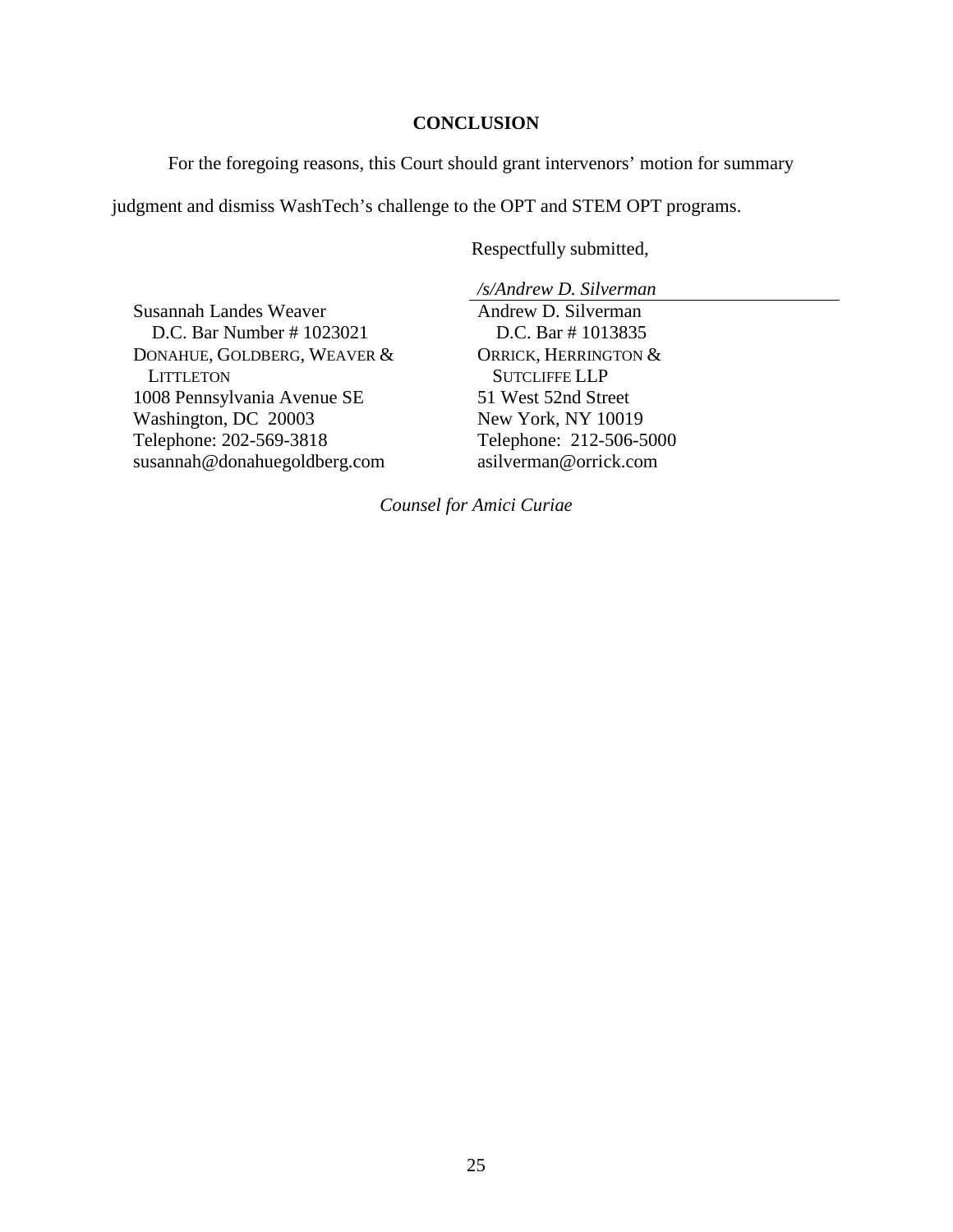## CONCLUSION

For the foregoing reasons, this Court should grant intervenors' motion for summary judgment and dismiss WashTech's challenge to the OPT and STEM OPT programs.

Respectfully submitted,

*/s/Andrew D. Silverman*

Andrew D. Silverman
D.C. Bar # 1013835
ORRICK, HERRINGTON & SUTCLIFFE LLP
51 West 52nd Street
New York, NY 10019
Telephone: 212-506-5000
asilverman@orrick.com

Susannah Landes Weaver
D.C. Bar Number # 1023021
DONAHUE, GOLDBERG, WEAVER & LITTLETON
1008 Pennsylvania Avenue SE
Washington, DC 20003
Telephone: 202-569-3818
susannah@donahuegoldberg.com

*Counsel for Amici Curiae*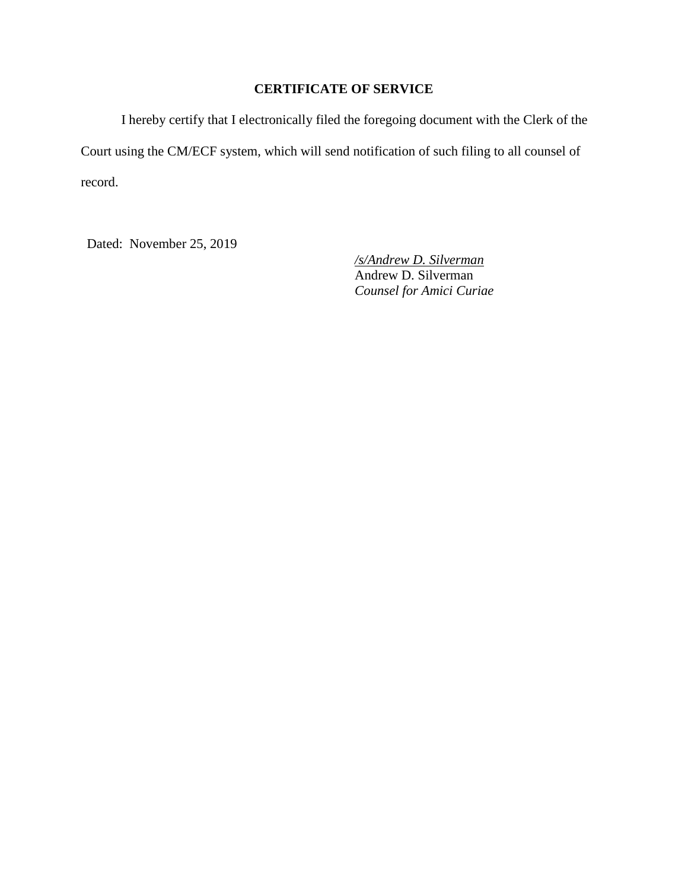## CERTIFICATE OF SERVICE

I hereby certify that I electronically filed the foregoing document with the Clerk of the Court using the CM/ECF system, which will send notification of such filing to all counsel of record.

Dated: November 25, 2019

*/s/Andrew D. Silverman*
Andrew D. Silverman
*Counsel for Amici Curiae*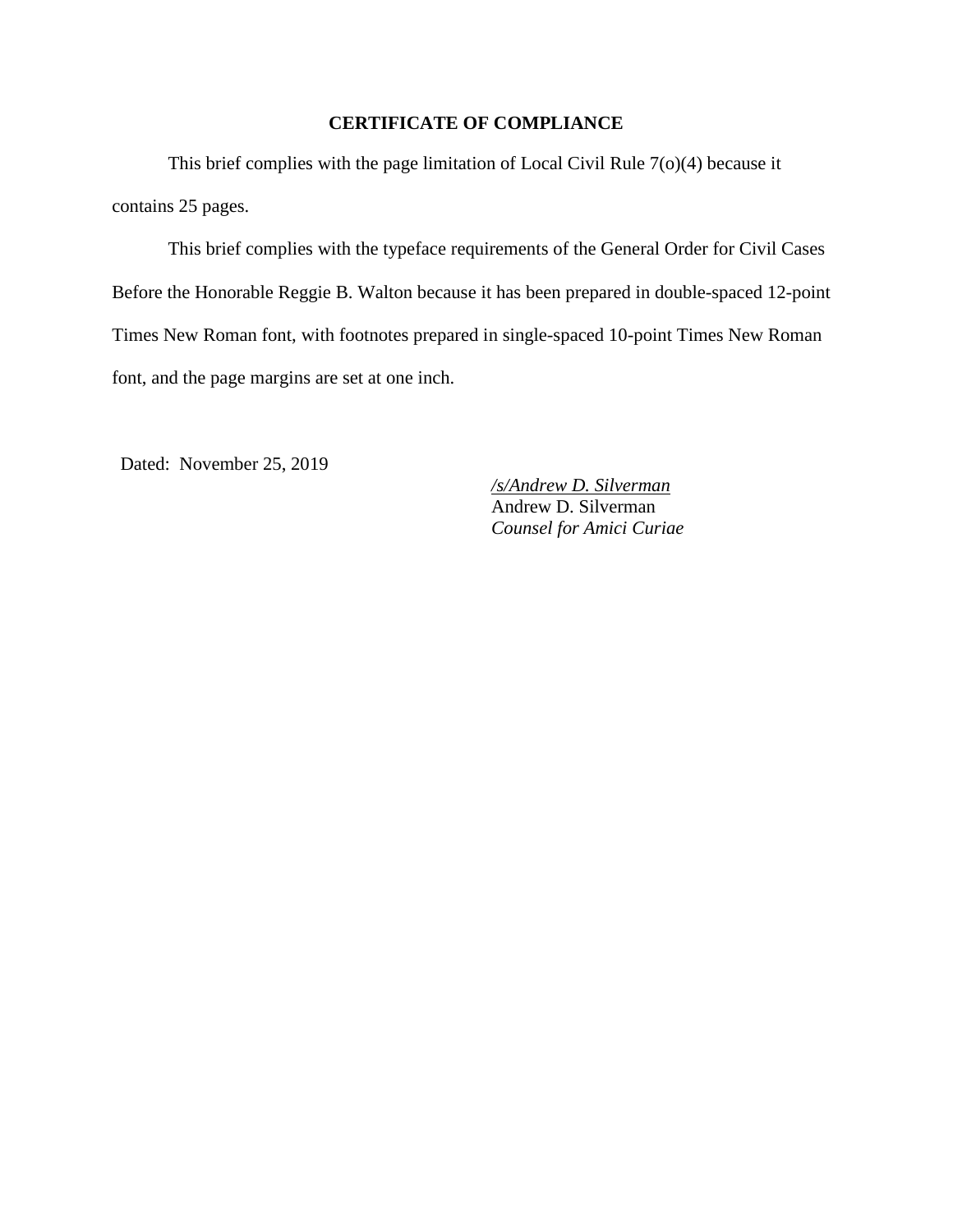## CERTIFICATE OF COMPLIANCE

This brief complies with the page limitation of Local Civil Rule 7(o)(4) because it contains 25 pages.

This brief complies with the typeface requirements of the General Order for Civil Cases Before the Honorable Reggie B. Walton because it has been prepared in double-spaced 12-point Times New Roman font, with footnotes prepared in single-spaced 10-point Times New Roman font, and the page margins are set at one inch.

Dated: November 25, 2019

*/s/Andrew D. Silverman*
Andrew D. Silverman
*Counsel for Amici Curiae*